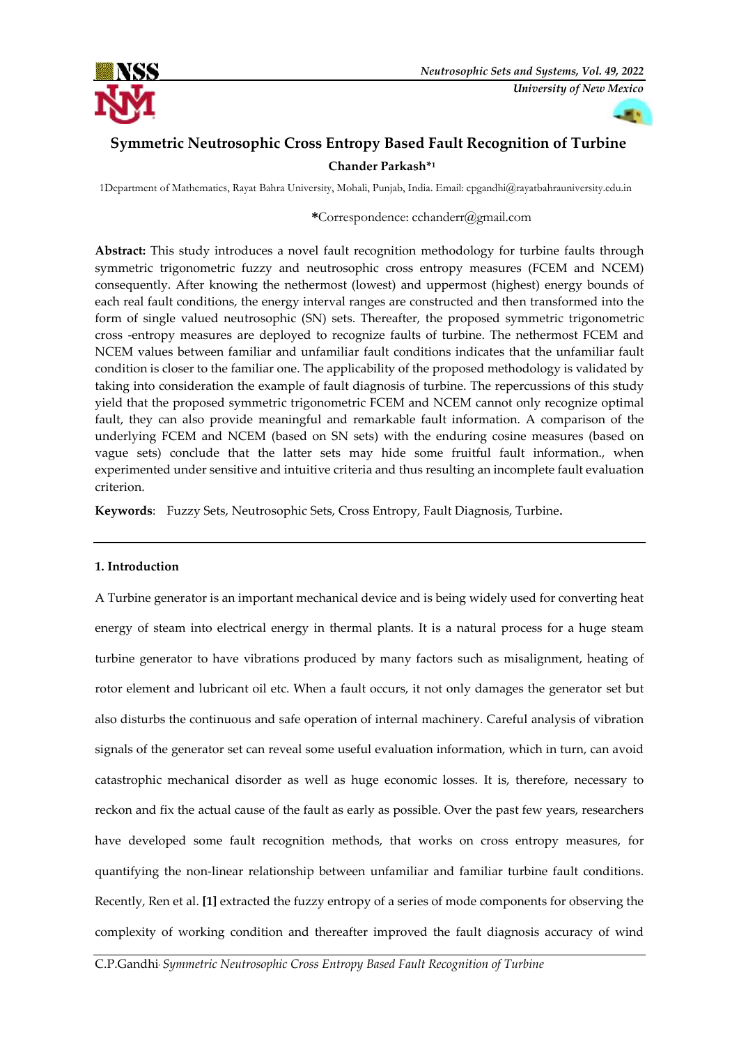# Symmetric Neutrosophic Cross Entropy Based Fault Recognition of Turbine

**Chander Parkash*[1]**

1Department of Mathematics, Rayat Bahra University, Mohali, Punjab, India. Email: cpgandhi@rayatbahrauniversity.edu.in

*Correspondence: cchanderr@gmail.com

**Abstract:** This study introduces a novel fault recognition methodology for turbine faults through symmetric trigonometric fuzzy and neutrosophic cross entropy measures (FCEM and NCEM) consequently. After knowing the nethermost (lowest) and uppermost (highest) energy bounds of each real fault conditions, the energy interval ranges are constructed and then transformed into the form of single valued neutrosophic (SN) sets. Thereafter, the proposed symmetric trigonometric cross -entropy measures are deployed to recognize faults of turbine. The nethermost FCEM and NCEM values between familiar and unfamiliar fault conditions indicates that the unfamiliar fault condition is closer to the familiar one. The applicability of the proposed methodology is validated by taking into consideration the example of fault diagnosis of turbine. The repercussions of this study yield that the proposed symmetric trigonometric FCEM and NCEM cannot only recognize optimal fault, they can also provide meaningful and remarkable fault information. A comparison of the underlying FCEM and NCEM (based on SN sets) with the enduring cosine measures (based on vague sets) conclude that the latter sets may hide some fruitful fault information., when experimented under sensitive and intuitive criteria and thus resulting an incomplete fault evaluation criterion.

**Keywords**: Fuzzy Sets, Neutrosophic Sets, Cross Entropy, Fault Diagnosis, Turbine.

## 1. Introduction

A Turbine generator is an important mechanical device and is being widely used for converting heat energy of steam into electrical energy in thermal plants. It is a natural process for a huge steam turbine generator to have vibrations produced by many factors such as misalignment, heating of rotor element and lubricant oil etc. When a fault occurs, it not only damages the generator set but also disturbs the continuous and safe operation of internal machinery. Careful analysis of vibration signals of the generator set can reveal some useful evaluation information, which in turn, can avoid catastrophic mechanical disorder as well as huge economic losses. It is, therefore, necessary to reckon and fix the actual cause of the fault as early as possible. Over the past few years, researchers have developed some fault recognition methods, that works on cross entropy measures, for quantifying the non-linear relationship between unfamiliar and familiar turbine fault conditions. Recently, Ren et al. **[1]** extracted the fuzzy entropy of a series of mode components for observing the complexity of working condition and thereafter improved the fault diagnosis accuracy of wind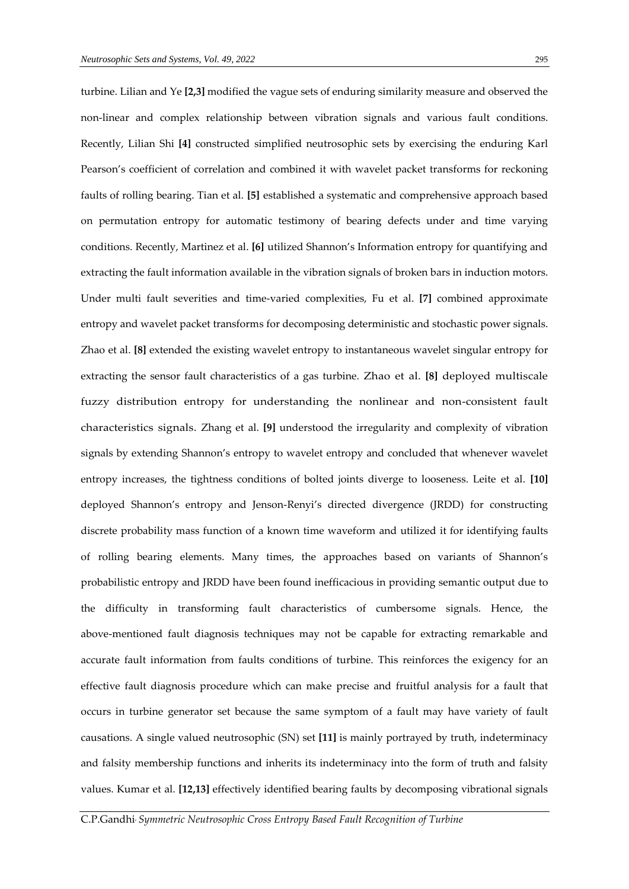turbine. Lilian and Ye **[2,3]** modified the vague sets of enduring similarity measure and observed the non-linear and complex relationship between vibration signals and various fault conditions. Recently, Lilian Shi **[4]** constructed simplified neutrosophic sets by exercising the enduring Karl Pearson's coefficient of correlation and combined it with wavelet packet transforms for reckoning faults of rolling bearing. Tian et al. **[5]** established a systematic and comprehensive approach based on permutation entropy for automatic testimony of bearing defects under and time varying conditions. Recently, Martinez et al. **[6]** utilized Shannon's Information entropy for quantifying and extracting the fault information available in the vibration signals of broken bars in induction motors. Under multi fault severities and time-varied complexities, Fu et al. **[7]** combined approximate entropy and wavelet packet transforms for decomposing deterministic and stochastic power signals. Zhao et al. **[8]** extended the existing wavelet entropy to instantaneous wavelet singular entropy for extracting the sensor fault characteristics of a gas turbine. Zhao et al. **[8]** deployed multiscale fuzzy distribution entropy for understanding the nonlinear and non-consistent fault characteristics signals. Zhang et al. **[9]** understood the irregularity and complexity of vibration signals by extending Shannon's entropy to wavelet entropy and concluded that whenever wavelet entropy increases, the tightness conditions of bolted joints diverge to looseness. Leite et al. **[10]** deployed Shannon's entropy and Jenson-Renyi's directed divergence (JRDD) for constructing discrete probability mass function of a known time waveform and utilized it for identifying faults of rolling bearing elements. Many times, the approaches based on variants of Shannon's probabilistic entropy and JRDD have been found inefficacious in providing semantic output due to the difficulty in transforming fault characteristics of cumbersome signals. Hence, the above-mentioned fault diagnosis techniques may not be capable for extracting remarkable and accurate fault information from faults conditions of turbine. This reinforces the exigency for an effective fault diagnosis procedure which can make precise and fruitful analysis for a fault that occurs in turbine generator set because the same symptom of a fault may have variety of fault causations. A single valued neutrosophic (SN) set **[11]** is mainly portrayed by truth, indeterminacy and falsity membership functions and inherits its indeterminacy into the form of truth and falsity values. Kumar et al. **[12,13]** effectively identified bearing faults by decomposing vibrational signals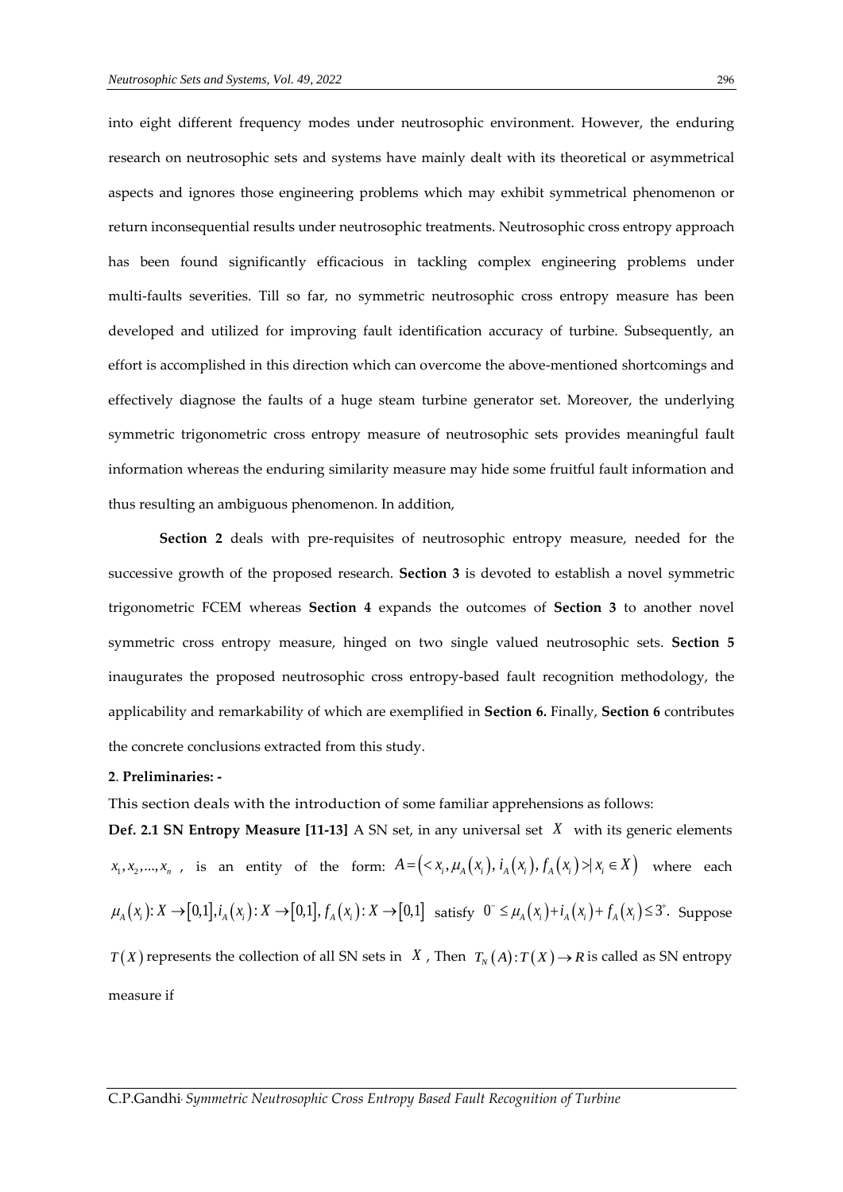into eight different frequency modes under neutrosophic environment. However, the enduring research on neutrosophic sets and systems have mainly dealt with its theoretical or asymmetrical aspects and ignores those engineering problems which may exhibit symmetrical phenomenon or return inconsequential results under neutrosophic treatments. Neutrosophic cross entropy approach has been found significantly efficacious in tackling complex engineering problems under multi-faults severities. Till so far, no symmetric neutrosophic cross entropy measure has been developed and utilized for improving fault identification accuracy of turbine. Subsequently, an effort is accomplished in this direction which can overcome the above-mentioned shortcomings and effectively diagnose the faults of a huge steam turbine generator set. Moreover, the underlying symmetric trigonometric cross entropy measure of neutrosophic sets provides meaningful fault information whereas the enduring similarity measure may hide some fruitful fault information and thus resulting an ambiguous phenomenon. In addition,

**Section 2** deals with pre-requisites of neutrosophic entropy measure, needed for the successive growth of the proposed research. **Section 3** is devoted to establish a novel symmetric trigonometric FCEM whereas **Section 4** expands the outcomes of **Section 3** to another novel symmetric cross entropy measure, hinged on two single valued neutrosophic sets. **Section 5** inaugurates the proposed neutrosophic cross entropy-based fault recognition methodology, the applicability and remarkability of which are exemplified in **Section 6.** Finally, **Section 6** contributes the concrete conclusions extracted from this study.

## 2. Preliminaries: -

This section deals with the introduction of some familiar apprehensions as follows:

**Def. 2.1 SN Entropy Measure [11-13]** A SN set, in any universal set $X$ with its generic elements $x_1, x_2, ..., x_n$, is an entity of the form: $A = \left( < x_i, \mu_A(x_i), i_A(x_i), f_A(x_i) > | x_i \in X \right)$ where each $\mu_A(x_i): X \to [0,1], i_A(x_i): X \to [0,1], f_A(x_i): X \to [0,1]$ satisfy $0^- \le \mu_A(x_i) + i_A(x_i) + f_A(x_i) \le 3^+$. Suppose $T(X)$ represents the collection of all SN sets in $X$, Then $T_N(A): T(X) \to R$ is called as SN entropy measure if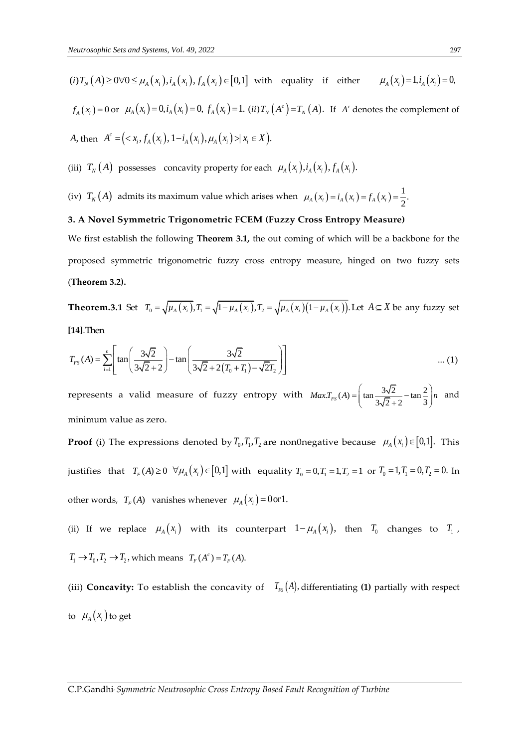$(i) T_N(A) \geq 0 \forall 0 \leq \mu_A(x_i), i_A(x_i), f_A(x_i) \in [0,1]$ with equality if either $\mu_A(x_i) = 1, i_A(x_i) = 0,$ $f_A(x_i) = 0$ or $\mu_A(x_i) = 0, i_A(x_i) = 0, f_A(x_i) = 1.$ $(ii) T_N(A^c) = T_N(A).$ If $A^c$ denotes the complement of $A$, then $A^c = (< x_i, f_A(x_i), 1 - i_A(x_i), \mu_A(x_i) > | x_i \in X).$

(iii) $T_N(A)$ possesses concavity property for each $\mu_A(x_i), i_A(x_i), f_A(x_i).$

(iv) $T_N(A)$ admits its maximum value which arises when $\mu_A(x_i) = i_A(x_i) = f_A(x_i) = \frac{1}{2}.$

## 3. A Novel Symmetric Trigonometric FCEM (Fuzzy Cross Entropy Measure)

We first establish the following **Theorem 3.1,** the out coming of which will be a backbone for the proposed symmetric trigonometric fuzzy cross entropy measure, hinged on two fuzzy sets (**Theorem 3.2).**

**Theorem.3.1** Set $T_0 = \sqrt{\mu_A(x_i)}, T_1 = \sqrt{1 - \mu_A(x_i)}, T_2 = \sqrt{\mu_A(x_i)(1 - \mu_A(x_i))}.$ Let $A \subseteq X$ be any fuzzy set **[14]**.Then

$$T_{FS}(A) = \sum_{i=1}^{n} \left[ \tan\left( \frac{3\sqrt{2}}{3\sqrt{2}+2} \right) - \tan\left( \frac{3\sqrt{2}}{3\sqrt{2} + 2(T_0 + T_1) - \sqrt{2}T_2} \right) \right] \quad \text{... (1)}$$

represents a valid measure of fuzzy entropy with $Max.T_{FS}(A) = \left( \tan\frac{3\sqrt{2}}{3\sqrt{2}+2} - \tan\frac{2}{3} \right) n$ and minimum value as zero.

**Proof** (i) The expressions denoted by $T_0, T_1, T_2$ are non0negative because $\mu_A(x_i) \in [0,1].$ This justifies that $T_F(A) \geq 0 \ \forall \mu_A(x_i) \in [0,1]$ with equality $T_0 = 0, T_1 = 1, T_2 = 1$ or $T_0 = 1, T_1 = 0, T_2 = 0.$ In other words, $T_F(A)$ vanishes whenever $\mu_A(x_i) = 0$ or $1.$

(ii) If we replace $\mu_A(x_i)$ with its counterpart $1 - \mu_A(x_i)$, then $T_0$ changes to $T_1$, $T_1 \to T_0, T_2 \to T_2$, which means $T_F(A^c) = T_F(A).$

(iii) **Concavity:** To establish the concavity of $T_{FS}(A)$, differentiating **(1)** partially with respect to $\mu_A(x_i)$ to get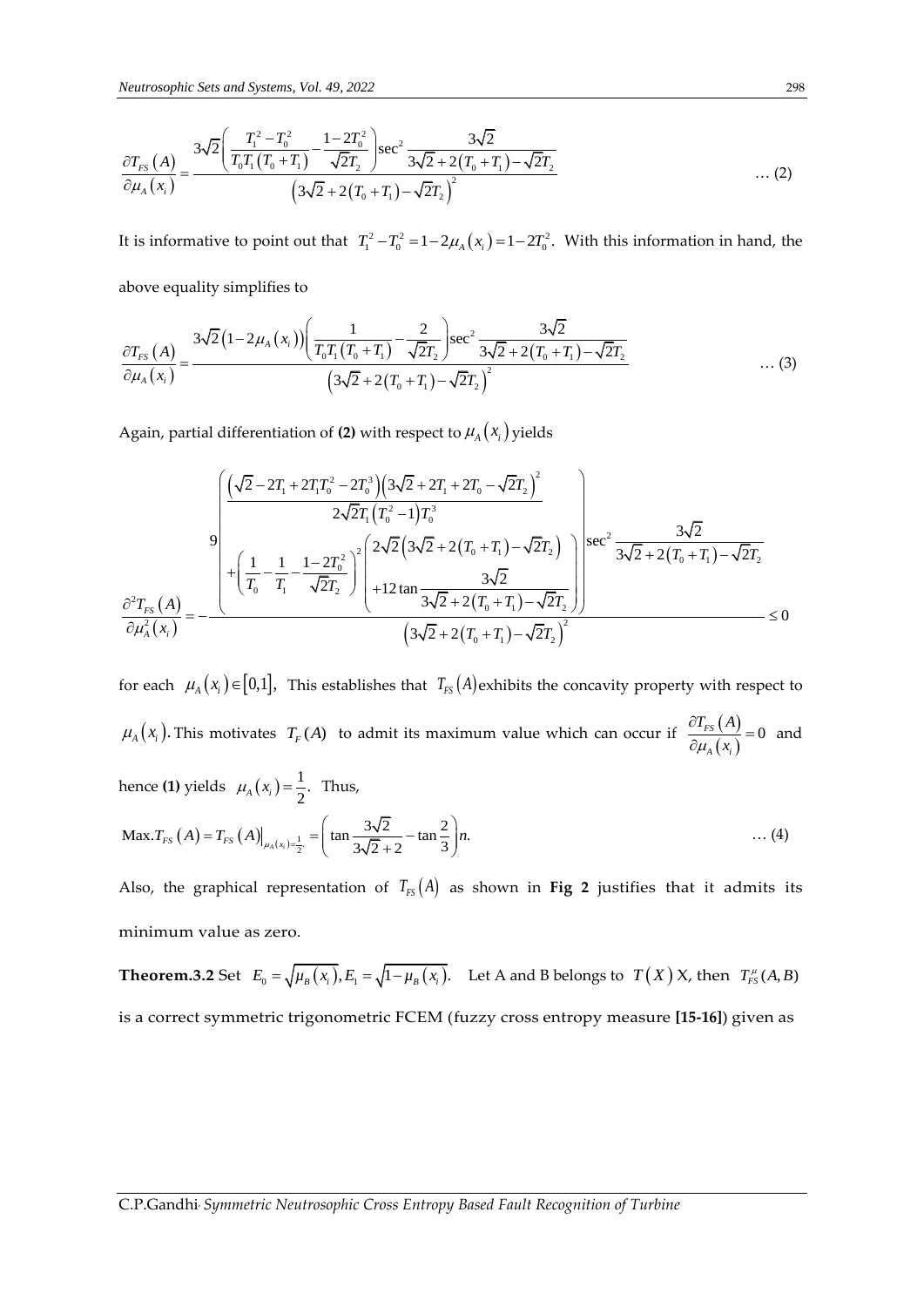$$\frac{\partial T_{FS}(A)}{\partial \mu_A(x_i)} = \frac{3\sqrt{2}\left(\frac{T_1^2 - T_0^2}{T_0 T_1 (T_0 + T_1)} - \frac{1 - 2T_0^2}{\sqrt{2}T_2}\right)\sec^2 \frac{3\sqrt{2}}{3\sqrt{2} + 2(T_0 + T_1) - \sqrt{2}T_2}}{\left(3\sqrt{2} + 2(T_0 + T_1) - \sqrt{2}T_2\right)^2} \qquad \ldots (2)$$

It is informative to point out that $T_1^2 - T_0^2 = 1 - 2\mu_A(x_i) = 1 - 2T_0^2$. With this information in hand, the above equality simplifies to

$$\frac{\partial T_{FS}(A)}{\partial \mu_A(x_i)} = \frac{3\sqrt{2}\left(1 - 2\mu_A(x_i)\right)\left(\frac{1}{T_0 T_1 (T_0 + T_1)} - \frac{2}{\sqrt{2}T_2}\right)\sec^2 \frac{3\sqrt{2}}{3\sqrt{2} + 2(T_0 + T_1) - \sqrt{2}T_2}}{\left(3\sqrt{2} + 2(T_0 + T_1) - \sqrt{2}T_2\right)^2} \qquad \ldots (3)$$

Again, partial differentiation of **(2)** with respect to $\mu_A(x_i)$ yields

$$\frac{\partial^2 T_{FS}(A)}{\partial \mu_A^2(x_i)} = -\frac{9\left(\begin{array}{c}\frac{\left(\sqrt{2} - 2T_1 + 2T_1 T_0^2 - 2T_0^3\right)\left(3\sqrt{2} + 2T_1 + 2T_0 - \sqrt{2}T_2\right)^2}{2\sqrt{2}T_1\left(T_0^2 - 1\right)T_0^3} \\ + \left(\frac{1}{T_0} - \frac{1}{T_1} - \frac{1 - 2T_0^2}{\sqrt{2}T_2}\right)^2 \left(\begin{array}{c} 2\sqrt{2}\left(3\sqrt{2} + 2(T_0 + T_1) - \sqrt{2}T_2\right) \\ + 12\tan \frac{3\sqrt{2}}{3\sqrt{2} + 2(T_0 + T_1) - \sqrt{2}T_2}\end{array}\right)\end{array}\right)\sec^2 \frac{3\sqrt{2}}{3\sqrt{2} + 2(T_0 + T_1) - \sqrt{2}T_2}}{\left(3\sqrt{2} + 2(T_0 + T_1) - \sqrt{2}T_2\right)^2} \le 0$$

for each $\mu_A(x_i) \in [0,1]$, This establishes that $T_{FS}(A)$ exhibits the concavity property with respect to $\mu_A(x_i)$. This motivates $T_F(A)$ to admit its maximum value which can occur if $\frac{\partial T_{FS}(A)}{\partial \mu_A(x_i)} = 0$ and hence **(1)** yields $\mu_A(x_i) = \frac{1}{2}$. Thus,

$$\text{Max.} T_{FS}(A) = T_{FS}(A)\Big|_{\mu_A(x_i) = \frac{1}{2}} = \left(\tan \frac{3\sqrt{2}}{3\sqrt{2} + 2} - \tan \frac{2}{3}\right)n. \qquad \ldots (4)$$

Also, the graphical representation of $T_{FS}(A)$ as shown in **Fig 2** justifies that it admits its minimum value as zero.

**Theorem.3.2** Set $E_0 = \sqrt{\mu_B(x_i)}, E_1 = \sqrt{1 - \mu_B(x_i)}$. Let A and B belongs to $T(X)$ X, then $T_{FS}^{\mu}(A,B)$ is a correct symmetric trigonometric FCEM (fuzzy cross entropy measure **[15-16]**) given as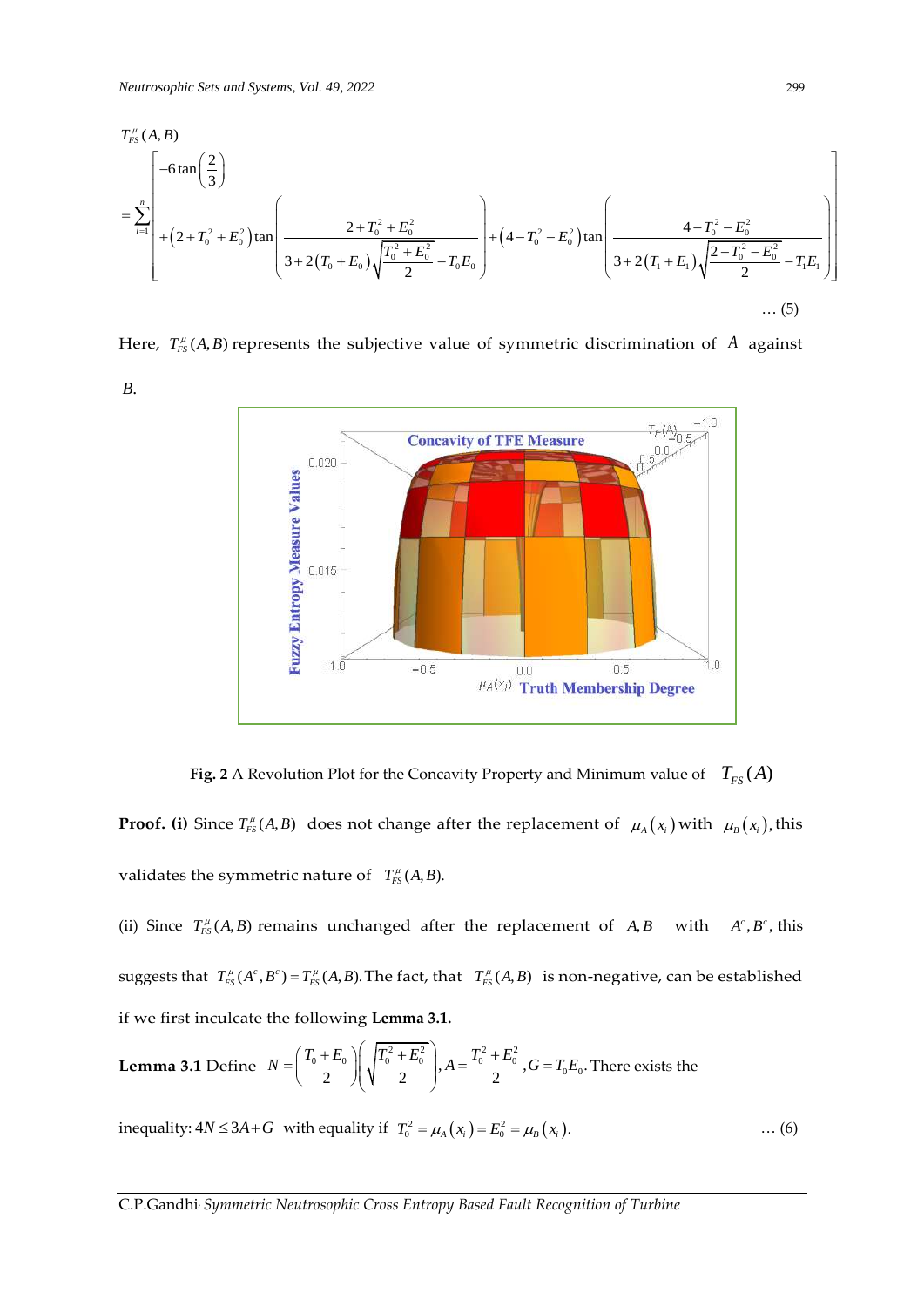$$T_{FS}^{\mu}(A,B)$$

$$= \sum_{i=1}^{n}\left[\begin{array}{l}-6\tan\left(\frac{2}{3}\right) \\ +\left(2+T_0^2+E_0^2\right)\tan\left(\dfrac{2+T_0^2+E_0^2}{3+2\left(T_0+E_0\right)\sqrt{\dfrac{T_0^2+E_0^2}{2}}-T_0E_0}\right)+\left(4-T_0^2-E_0^2\right)\tan\left(\dfrac{4-T_0^2-E_0^2}{3+2\left(T_1+E_1\right)\sqrt{\dfrac{2-T_0^2-E_0^2}{2}}-T_1E_1}\right)\end{array}\right] \quad \ldots (5)$$

Here, $T_{FS}^{\mu}(A,B)$ represents the subjective value of symmetric discrimination of $A$ against $B$.

**Fig. 2** A Revolution Plot for the Concavity Property and Minimum value of $T_{FS}(A)$

**Proof. (i)** Since $T_{FS}^{\mu}(A,B)$ does not change after the replacement of $\mu_A(x_i)$ with $\mu_B(x_i)$, this validates the symmetric nature of $T_{FS}^{\mu}(A,B)$.

(ii) Since $T_{FS}^{\mu}(A,B)$ remains unchanged after the replacement of $A, B$ with $A^c, B^c$, this suggests that $T_{FS}^{\mu}(A^c,B^c) = T_{FS}^{\mu}(A,B)$. The fact, that $T_{FS}^{\mu}(A,B)$ is non-negative, can be established if we first inculcate the following **Lemma 3.1.**

**Lemma 3.1** Define $N = \left(\dfrac{T_0+E_0}{2}\right)\left(\sqrt{\dfrac{T_0^2+E_0^2}{2}}\right), A = \dfrac{T_0^2+E_0^2}{2}, G = T_0E_0$. There exists the inequality: $4N \le 3A + G$ with equality if $T_0^2 = \mu_A(x_i) = E_0^2 = \mu_B(x_i)$. $\quad \ldots (6)$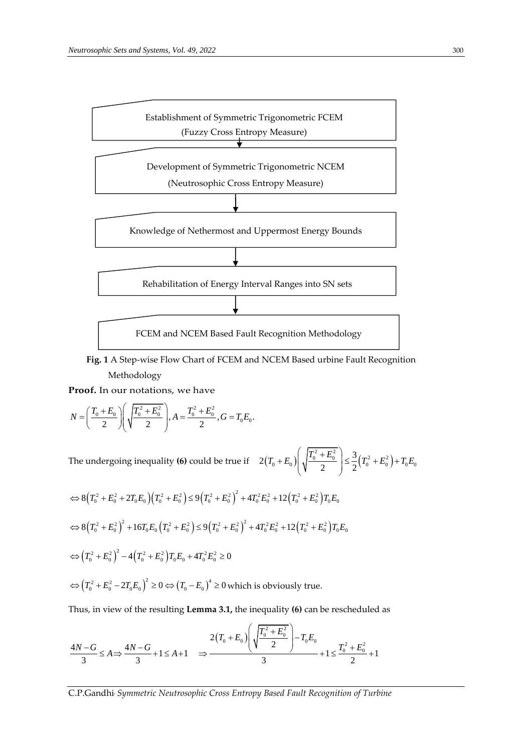Establishment of Symmetric Trigonometric FCEM
(Fuzzy Cross Entropy Measure)

Development of Symmetric Trigonometric NCEM
(Neutrosophic Cross Entropy Measure)

Knowledge of Nethermost and Uppermost Energy Bounds

Rehabilitation of Energy Interval Ranges into SN sets

FCEM and NCEM Based Fault Recognition Methodology

**Fig. 1** A Step-wise Flow Chart of FCEM and NCEM Based urbine Fault Recognition Methodology

**Proof.** In our notations, we have

$$N=\left(\frac{T_0+E_0}{2}\right)\left(\sqrt{\frac{T_0^2+E_0^2}{2}}\right), A=\frac{T_0^2+E_0^2}{2}, G=T_0E_0.$$

The undergoing inequality **(6)** could be true if $\quad 2\left(T_0+E_0\right)\left(\sqrt{\frac{T_0^2+E_0^2}{2}}\right)\leq\frac{3}{2}\left(T_0^2+E_0^2\right)+T_0E_0$

$$\Leftrightarrow 8\left(T_0^2+E_0^2+2T_0E_0\right)\left(T_0^2+E_0^2\right)\leq 9\left(T_0^2+E_0^2\right)^2+4T_0^2E_0^2+12\left(T_0^2+E_0^2\right)T_0E_0$$

$$\Leftrightarrow 8\left(T_0^2+E_0^2\right)^2+16T_0E_0\left(T_0^2+E_0^2\right)\leq 9\left(T_0^2+E_0^2\right)^2+4T_0^2E_0^2+12\left(T_0^2+E_0^2\right)T_0E_0$$

$$\Leftrightarrow \left(T_0^2+E_0^2\right)^2-4\left(T_0^2+E_0^2\right)T_0E_0+4T_0^2E_0^2\geq 0$$

$\Leftrightarrow \left(T_0^2+E_0^2-2T_0E_0\right)^2\geq 0 \Leftrightarrow \left(T_0-E_0\right)^4\geq 0$ which is obviously true.

Thus, in view of the resulting **Lemma 3.1,** the inequality **(6)** can be rescheduled as

$$\frac{4N-G}{3}\leq A \Rightarrow \frac{4N-G}{3}+1\leq A+1 \quad \Rightarrow \frac{2\left(T_0+E_0\right)\left(\sqrt{\frac{T_0^2+E_0^2}{2}}\right)-T_0E_0}{3}+1\leq\frac{T_0^2+E_0^2}{2}+1$$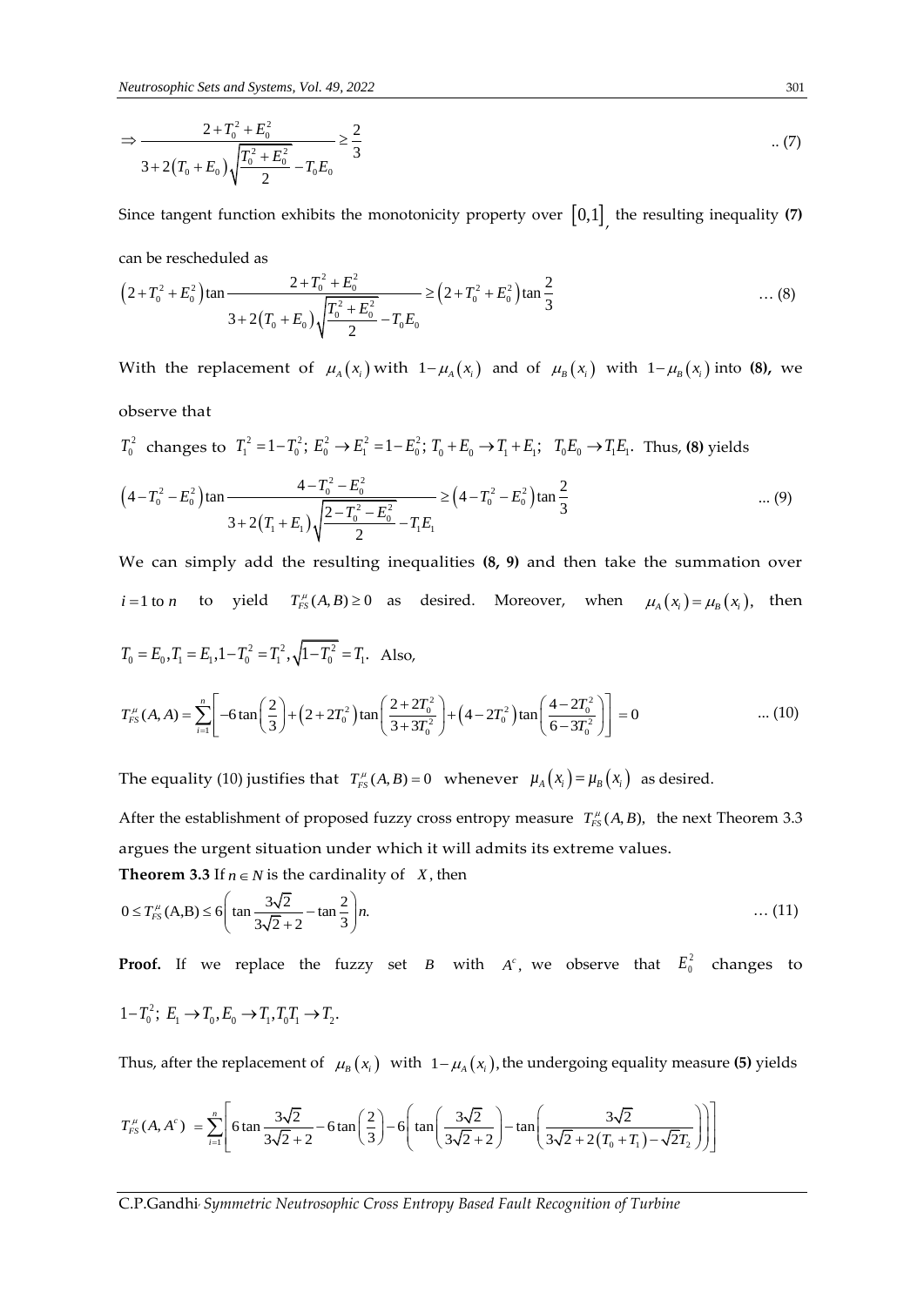$$\Rightarrow \frac{2+T_0^2+E_0^2}{3+2\left(T_0+E_0\right)\sqrt{\frac{T_0^2+E_0^2}{2}}-T_0E_0} \geq \frac{2}{3} \quad .. (7)$$

Since tangent function exhibits the monotonicity property over $[0,1]$, the resulting inequality **(7)** can be rescheduled as

$$\left(2+T_0^2+E_0^2\right)\tan\frac{2+T_0^2+E_0^2}{3+2\left(T_0+E_0\right)\sqrt{\frac{T_0^2+E_0^2}{2}}-T_0E_0} \geq \left(2+T_0^2+E_0^2\right)\tan\frac{2}{3} \quad \ldots (8)$$

With the replacement of $\mu_A(x_i)$ with $1-\mu_A(x_i)$ and of $\mu_B(x_i)$ with $1-\mu_B(x_i)$ into **(8),** we observe that

$T_0^2$ changes to $T_1^2=1-T_0^2;\ E_0^2 \to E_1^2=1-E_0^2;\ T_0+E_0 \to T_1+E_1;\ \ T_0E_0 \to T_1E_1.$ Thus, **(8)** yields

$$\left(4-T_0^2-E_0^2\right)\tan\frac{4-T_0^2-E_0^2}{3+2\left(T_1+E_1\right)\sqrt{\frac{2-T_0^2-E_0^2}{2}}-T_1E_1} \geq \left(4-T_0^2-E_0^2\right)\tan\frac{2}{3} \quad \ldots (9)$$

We can simply add the resulting inequalities **(8, 9)** and then take the summation over $i=1 \text{ to } n$ to yield $T_{FS}^{\mu}(A,B) \geq 0$ as desired. Moreover, when $\mu_A(x_i)=\mu_B(x_i)$, then $T_0=E_0, T_1=E_1, 1-T_0^2=T_1^2, \sqrt{1-T_0^2}=T_1.$ Also,

$$T_{FS}^{\mu}(A,A)=\sum_{i=1}^{n}\left[-6\tan\left(\frac{2}{3}\right)+\left(2+2T_0^2\right)\tan\left(\frac{2+2T_0^2}{3+3T_0^2}\right)+\left(4-2T_0^2\right)\tan\left(\frac{4-2T_0^2}{6-3T_0^2}\right)\right]=0 \quad \ldots (10)$$

The equality (10) justifies that $T_{FS}^{\mu}(A,B)=0$ whenever $\mu_A(x_i)=\mu_B(x_i)$ as desired.

After the establishment of proposed fuzzy cross entropy measure $T_{FS}^{\mu}(A,B)$, the next Theorem 3.3 argues the urgent situation under which it will admits its extreme values.

**Theorem 3.3** If $n \in N$ is the cardinality of $X$, then

$$0 \leq T_{FS}^{\mu}(\mathrm{A,B}) \leq 6\left(\tan\frac{3\sqrt{2}}{3\sqrt{2}+2}-\tan\frac{2}{3}\right)n. \quad \ldots (11)$$

**Proof.** If we replace the fuzzy set $B$ with $A^c$, we observe that $E_0^2$ changes to $1-T_0^2;\ E_1 \to T_0, E_0 \to T_1, T_0T_1 \to T_2.$

Thus, after the replacement of $\mu_B(x_i)$ with $1-\mu_A(x_i)$, the undergoing equality measure **(5)** yields

$$T_{FS}^{\mu}(A,A^c) = \sum_{i=1}^{n}\left[6\tan\frac{3\sqrt{2}}{3\sqrt{2}+2}-6\tan\left(\frac{2}{3}\right)-6\left(\tan\left(\frac{3\sqrt{2}}{3\sqrt{2}+2}\right)-\tan\left(\frac{3\sqrt{2}}{3\sqrt{2}+2\left(T_0+T_1\right)-\sqrt{2}T_2}\right)\right)\right]$$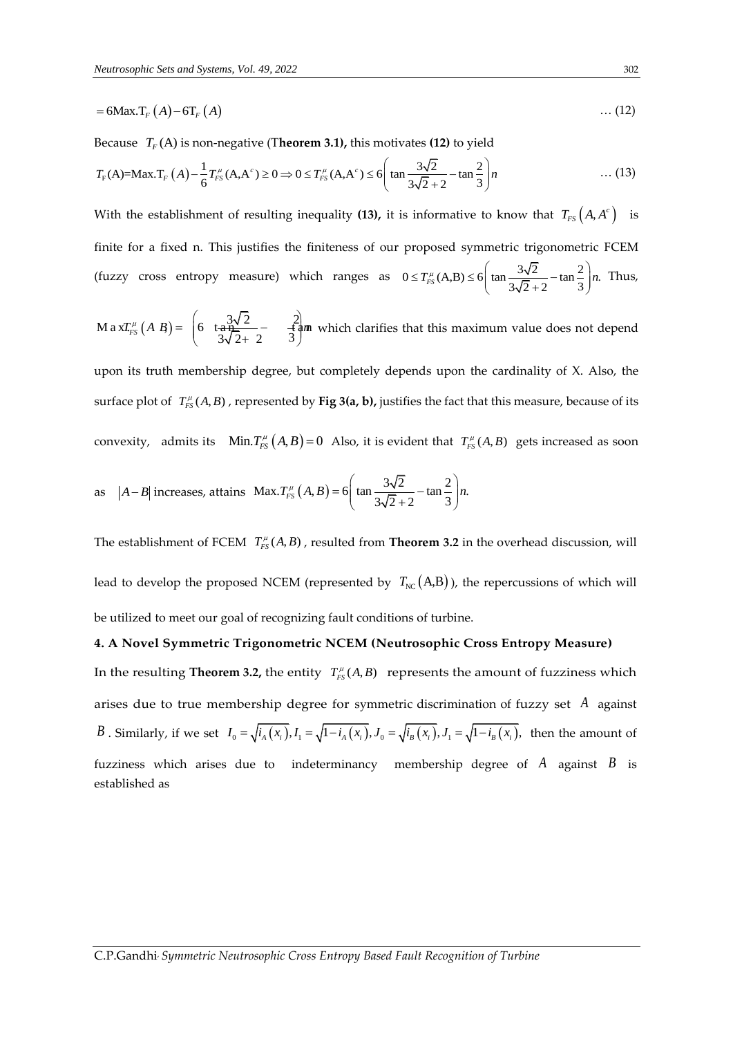$$= 6\text{Max.T}_F\left(A\right) - 6\text{T}_F\left(A\right) \qquad \ldots (12)$$

Because $T_F(\text{A})$ is non-negative (**Theorem 3.1),** this motivates **(12)** to yield

$$T_F(\text{A}) = \text{Max.T}_F\left(A\right) - \frac{1}{6}T_{FS}^{\mu}(\text{A,A}^c) \geq 0 \Rightarrow 0 \leq T_{FS}^{\mu}(\text{A,A}^c) \leq 6\left(\tan\frac{3\sqrt{2}}{3\sqrt{2}+2} - \tan\frac{2}{3}\right)n \qquad \ldots (13)$$

With the establishment of resulting inequality **(13),** it is informative to know that $T_{FS}\left(A, A^c\right)$ is finite for a fixed n. This justifies the finiteness of our proposed symmetric trigonometric FCEM (fuzzy cross entropy measure) which ranges as $0 \leq T_{FS}^{\mu}(\text{A,B}) \leq 6\left(\tan\frac{3\sqrt{2}}{3\sqrt{2}+2} - \tan\frac{2}{3}\right)n.$ Thus, $\text{Max}.T_{FS}^{\mu}\left(A, B\right) = \left(6\tan\frac{3\sqrt{2}}{3\sqrt{2}+2} - \tan\frac{2}{3}\right)n$ which clarifies that this maximum value does not depend upon its truth membership degree, but completely depends upon the cardinality of X. Also, the surface plot of $T_{FS}^{\mu}(A,B)$, represented by **Fig 3(a, b),** justifies the fact that this measure, because of its convexity, admits its $\text{Min}.T_{FS}^{\mu}\left(A,B\right) = 0$ Also, it is evident that $T_{FS}^{\mu}(A,B)$ gets increased as soon as $\left|A - B\right|$ increases, attains $\text{Max}.T_{FS}^{\mu}\left(A,B\right) = 6\left(\tan\frac{3\sqrt{2}}{3\sqrt{2}+2} - \tan\frac{2}{3}\right)n.$

The establishment of FCEM $T_{FS}^{\mu}(A,B)$, resulted from **Theorem 3.2** in the overhead discussion, will lead to develop the proposed NCEM (represented by $T_{\text{NC}}\left(\text{A,B}\right)$), the repercussions of which will be utilized to meet our goal of recognizing fault conditions of turbine.

## 4. A Novel Symmetric Trigonometric NCEM (Neutrosophic Cross Entropy Measure)

In the resulting **Theorem 3.2,** the entity $T_{FS}^{\mu}(A,B)$ represents the amount of fuzziness which arises due to true membership degree for symmetric discrimination of fuzzy set $A$ against $B$. Similarly, if we set $I_0 = \sqrt{i_A\left(x_i\right)}, I_1 = \sqrt{1 - i_A\left(x_i\right)}, J_0 = \sqrt{i_B\left(x_i\right)}, J_1 = \sqrt{1 - i_B\left(x_i\right)},$ then the amount of fuzziness which arises due to indeterminancy membership degree of $A$ against $B$ is established as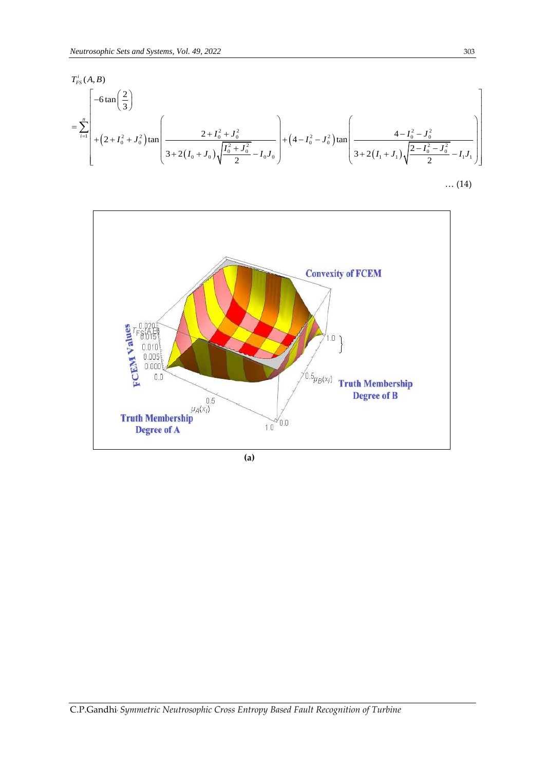$$T_{FS}^{I}(A,B) = \sum_{i=1}^{n}\left[\begin{array}{l} -6\tan\left(\dfrac{2}{3}\right) \\ +\left(2+I_0^2+J_0^2\right)\tan\left(\dfrac{2+I_0^2+J_0^2}{3+2\left(I_0+J_0\right)\sqrt{\dfrac{I_0^2+J_0^2}{2}}-I_0J_0}\right)+\left(4-I_0^2-J_0^2\right)\tan\left(\dfrac{4-I_0^2-J_0^2}{3+2\left(I_1+J_1\right)\sqrt{\dfrac{2-I_0^2-J_0^2}{2}}-I_1J_1}\right) \end{array}\right] \quad \ldots (14)$$

**(a)**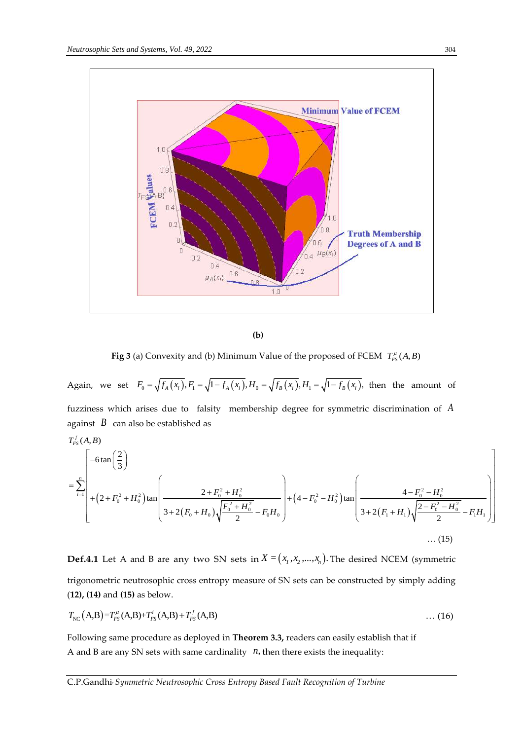**(b)**

**Fig 3** (a) Convexity and (b) Minimum Value of the proposed of FCEM $T_{FS}^{\mu}(A,B)$

Again, we set $F_0 = \sqrt{f_A(x_i)}, F_1 = \sqrt{1-f_A(x_i)}, H_0 = \sqrt{f_B(x_i)}, H_1 = \sqrt{1-f_B(x_i)},$ then the amount of fuzziness which arises due to falsity membership degree for symmetric discrimination of $A$ against $B$ can also be established as

$$T_{FS}^{f}(A,B) = \sum_{i=1}^{n}\left[\begin{array}{l} -6\tan\left(\dfrac{2}{3}\right) \\ +\left(2+F_0^2+H_0^2\right)\tan\left(\dfrac{2+F_0^2+H_0^2}{3+2\left(F_0+H_0\right)\sqrt{\dfrac{F_0^2+H_0^2}{2}}-F_0H_0}\right)+\left(4-F_0^2-H_0^2\right)\tan\left(\dfrac{4-F_0^2-H_0^2}{3+2\left(F_1+H_1\right)\sqrt{\dfrac{2-F_0^2-H_0^2}{2}}-F_1H_1}\right)\end{array}\right] \quad \dots (15)$$

**Def.4.1** Let A and B are any two SN sets in $X=(x_1,x_2,...,x_n)$. The desired NCEM (symmetric trigonometric neutrosophic cross entropy measure of SN sets can be constructed by simply adding (**12), (14)** and **(15)** as below.

$$T_{NC}(A,B) = T_{FS}^{\mu}(A,B) + T_{FS}^{i}(A,B) + T_{FS}^{f}(A,B) \quad \dots (16)$$

Following same procedure as deployed in **Theorem 3.3,** readers can easily establish that if A and B are any SN sets with same cardinality $n$, then there exists the inequality: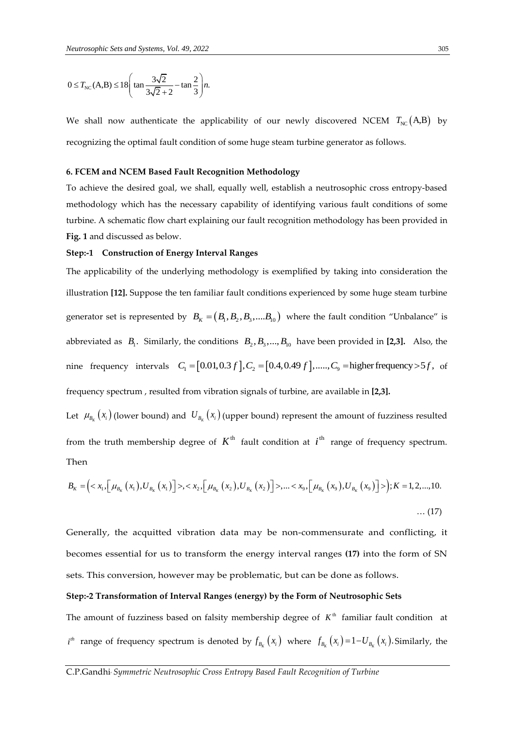$$0 \le T_{\text{NC}}(\text{A},\text{B}) \le 18\left(\tan\frac{3\sqrt{2}}{3\sqrt{2}+2} - \tan\frac{2}{3}\right)n.$$

We shall now authenticate the applicability of our newly discovered NCEM $T_{\text{NC}}(\text{A},\text{B})$ by recognizing the optimal fault condition of some huge steam turbine generator as follows.

### 6. FCEM and NCEM Based Fault Recognition Methodology

To achieve the desired goal, we shall, equally well, establish a neutrosophic cross entropy-based methodology which has the necessary capability of identifying various fault conditions of some turbine. A schematic flow chart explaining our fault recognition methodology has been provided in **Fig. 1** and discussed as below.

**Step:-1 Construction of Energy Interval Ranges**

The applicability of the underlying methodology is exemplified by taking into consideration the illustration **[12].** Suppose the ten familiar fault conditions experienced by some huge steam turbine generator set is represented by $B_K = (B_1, B_2, B_3, \ldots B_{10})$ where the fault condition "Unbalance" is abbreviated as $B_1$. Similarly, the conditions $B_2, B_3, \ldots, B_{10}$ have been provided in **[2,3].** Also, the nine frequency intervals $C_1 = [0.01, 0.3f], C_2 = [0.4, 0.49f], \ldots, C_9 = \text{higher frequency} > 5f$, of frequency spectrum , resulted from vibration signals of turbine, are available in **[2,3].**

Let $\mu_{B_K}(x_i)$ (lower bound) and $U_{B_K}(x_i)$ (upper bound) represent the amount of fuzziness resulted from the truth membership degree of $K^{\text{th}}$ fault condition at $i^{\text{th}}$ range of frequency spectrum. Then

$$B_K = \left(< x_1, \left[\mu_{B_K}(x_1), U_{B_K}(x_1)\right] >, < x_2, \left[\mu_{B_K}(x_2), U_{B_K}(x_2)\right] >, \ldots < x_9, \left[\mu_{B_K}(x_9), U_{B_K}(x_9)\right] >\right); K = 1, 2, \ldots, 10. \quad \ldots (17)$$

Generally, the acquitted vibration data may be non-commensurate and conflicting, it becomes essential for us to transform the energy interval ranges **(17)** into the form of SN sets. This conversion, however may be problematic, but can be done as follows.

**Step:-2 Transformation of Interval Ranges (energy) by the Form of Neutrosophic Sets**

The amount of fuzziness based on falsity membership degree of $K^{\text{th}}$ familiar fault condition at $i^{th}$ range of frequency spectrum is denoted by $f_{B_K}(x_i)$ where $f_{B_K}(x_i) = 1 - U_{B_K}(x_i)$. Similarly, the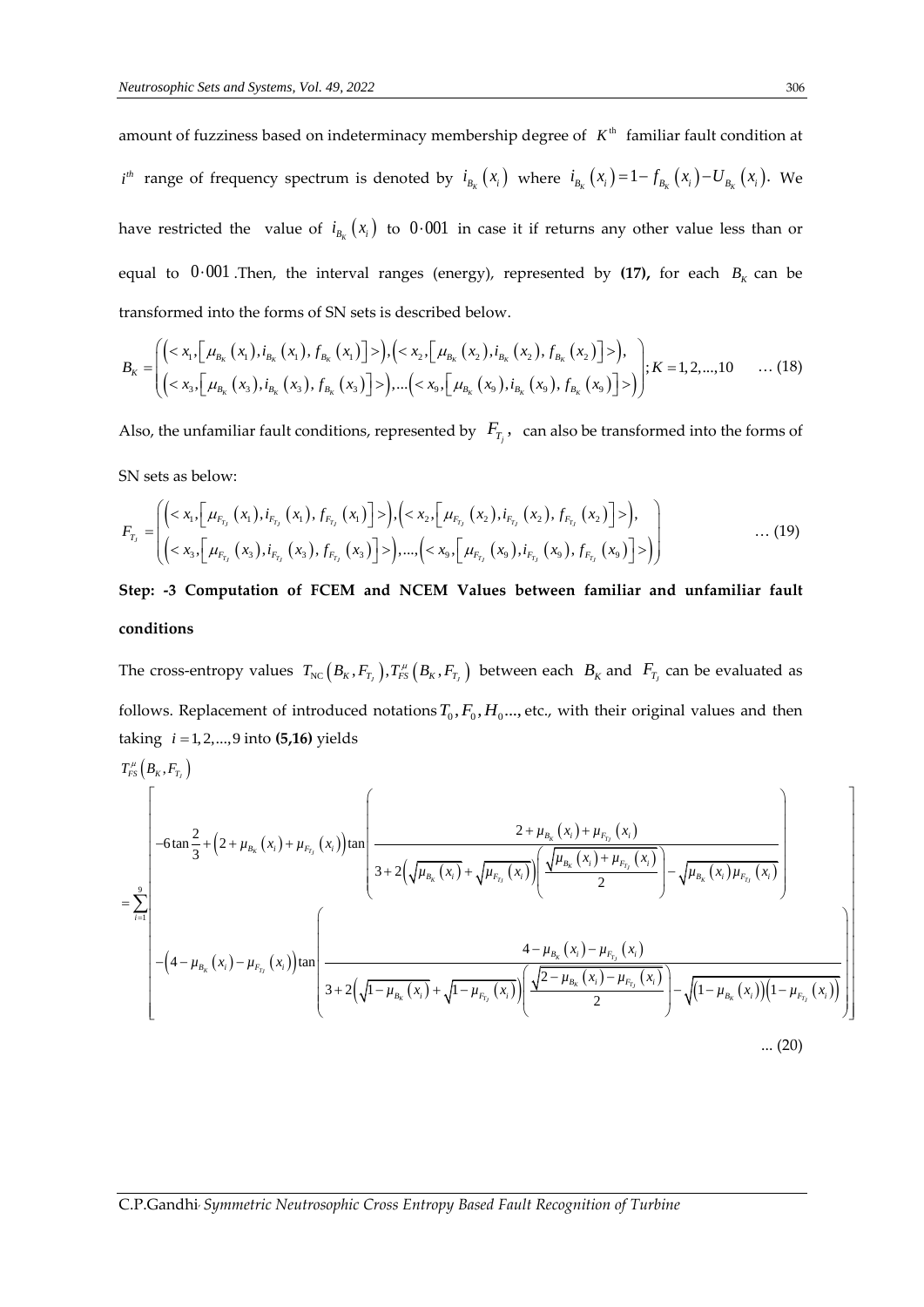amount of fuzziness based on indeterminacy membership degree of $K^{\text{th}}$ familiar fault condition at $i^{th}$ range of frequency spectrum is denoted by $i_{B_K}(x_i)$ where $i_{B_K}(x_i) = 1 - f_{B_K}(x_i) - U_{B_K}(x_i)$. We have restricted the value of $i_{B_K}(x_i)$ to $0 \cdot 001$ in case it if returns any other value less than or equal to $0 \cdot 001$. Then, the interval ranges (energy), represented by **(17),** for each $B_K$ can be transformed into the forms of SN sets is described below.

$$B_K = \begin{pmatrix} \left( < x_1, \left[ \mu_{B_K}(x_1), i_{B_K}(x_1), f_{B_K}(x_1) \right] > \right), \left( < x_2, \left[ \mu_{B_K}(x_2), i_{B_K}(x_2), f_{B_K}(x_2) \right] > \right), \\ \left( < x_3, \left[ \mu_{B_K}(x_3), i_{B_K}(x_3), f_{B_K}(x_3) \right] > \right), \ldots \left( < x_9, \left[ \mu_{B_K}(x_9), i_{B_K}(x_9), f_{B_K}(x_9) \right] > \right) \end{pmatrix}; K = 1, 2, \ldots, 10 \quad \ldots (18)$$

Also, the unfamiliar fault conditions, represented by $F_{T_J}$, can also be transformed into the forms of SN sets as below:

$$F_{T_J} = \begin{pmatrix} \left( < x_1, \left[ \mu_{F_{T_J}}(x_1), i_{F_{T_J}}(x_1), f_{F_{T_J}}(x_1) \right] > \right), \left( < x_2, \left[ \mu_{F_{T_J}}(x_2), i_{F_{T_J}}(x_2), f_{F_{T_J}}(x_2) \right] > \right), \\ \left( < x_3, \left[ \mu_{F_{T_J}}(x_3), i_{F_{T_J}}(x_3), f_{F_{T_J}}(x_3) \right] > \right), \ldots, \left( < x_9, \left[ \mu_{F_{T_J}}(x_9), i_{F_{T_J}}(x_9), f_{F_{T_J}}(x_9) \right] > \right) \end{pmatrix} \quad \ldots (19)$$

**Step: -3 Computation of FCEM and NCEM Values between familiar and unfamiliar fault conditions**

The cross-entropy values $T_{NC}\left(B_K, F_{T_J}\right), T_{FS}^{\mu}\left(B_K, F_{T_J}\right)$ between each $B_K$ and $F_{T_J}$ can be evaluated as follows. Replacement of introduced notations $T_0, F_0, H_0 \ldots$, etc., with their original values and then taking $i = 1, 2, \ldots, 9$ into **(5,16)** yields

$$T_{FS}^{\mu}\left(B_K, F_{T_J}\right) = \sum_{i=1}^{9} \left[ \begin{array}{l} -6 \tan \frac{2}{3} + \left(2 + \mu_{B_K}(x_i) + \mu_{F_{T_J}}(x_i)\right) \tan \left( \dfrac{2 + \mu_{B_K}(x_i) + \mu_{F_{T_J}}(x_i)}{3 + 2\left(\sqrt{\mu_{B_K}(x_i)} + \sqrt{\mu_{F_{T_J}}(x_i)}\right)\left(\dfrac{\sqrt{\mu_{B_K}(x_i) + \mu_{F_{T_J}}(x_i)}}{2}\right) - \sqrt{\mu_{B_K}(x_i)\mu_{F_{T_J}}(x_i)}} \right) \\ -\left(4 - \mu_{B_K}(x_i) - \mu_{F_{T_J}}(x_i)\right) \tan \left( \dfrac{4 - \mu_{B_K}(x_i) - \mu_{F_{T_J}}(x_i)}{3 + 2\left(\sqrt{1 - \mu_{B_K}(x_i)} + \sqrt{1 - \mu_{F_{T_J}}(x_i)}\right)\left(\dfrac{\sqrt{2 - \mu_{B_K}(x_i) - \mu_{F_{T_J}}(x_i)}}{2}\right) - \sqrt{\left(1 - \mu_{B_K}(x_i)\right)\left(1 - \mu_{F_{T_J}}(x_i)\right)}} \right) \end{array} \right]$$

... (20)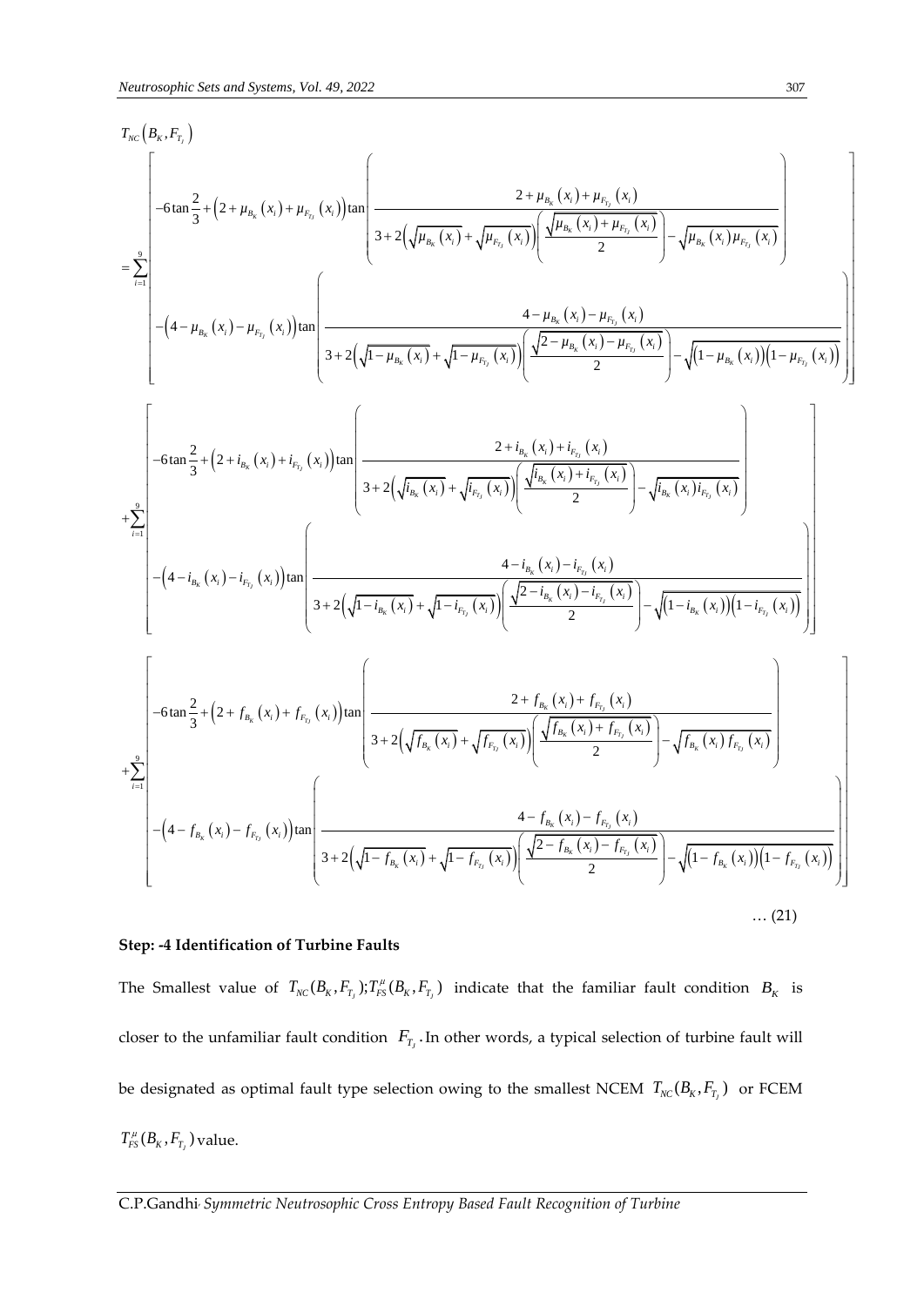$$
\begin{aligned}
&T_{NC}\left(B_K, F_{T_j}\right) \\
&=\sum_{i=1}^{9}\left[\begin{array}{l}
-6\tan\frac{2}{3}+\left(2+\mu_{B_K}(x_i)+\mu_{F_{T_j}}(x_i)\right)\tan\left(\frac{2+\mu_{B_K}(x_i)+\mu_{F_{T_j}}(x_i)}{3+2\left(\sqrt{\mu_{B_K}(x_i)}+\sqrt{\mu_{F_{T_j}}(x_i)}\right)\left(\frac{\sqrt{\mu_{B_K}(x_i)+\mu_{F_{T_j}}(x_i)}}{2}\right)-\sqrt{\mu_{B_K}(x_i)\mu_{F_{T_j}}(x_i)}}\right) \\
-\left(4-\mu_{B_K}(x_i)-\mu_{F_{T_j}}(x_i)\right)\tan\left(\frac{4-\mu_{B_K}(x_i)-\mu_{F_{T_j}}(x_i)}{3+2\left(\sqrt{1-\mu_{B_K}(x_i)}+\sqrt{1-\mu_{F_{T_j}}(x_i)}\right)\left(\frac{\sqrt{2-\mu_{B_K}(x_i)-\mu_{F_{T_j}}(x_i)}}{2}\right)-\sqrt{\left(1-\mu_{B_K}(x_i)\right)\left(1-\mu_{F_{T_j}}(x_i)\right)}}\right)
\end{array}\right] \\
&+\sum_{i=1}^{9}\left[\begin{array}{l}
-6\tan\frac{2}{3}+\left(2+i_{B_K}(x_i)+i_{F_{T_j}}(x_i)\right)\tan\left(\frac{2+i_{B_K}(x_i)+i_{F_{T_j}}(x_i)}{3+2\left(\sqrt{i_{B_K}(x_i)}+\sqrt{i_{F_{T_j}}(x_i)}\right)\left(\frac{\sqrt{i_{B_K}(x_i)+i_{F_{T_j}}(x_i)}}{2}\right)-\sqrt{i_{B_K}(x_i)i_{F_{T_j}}(x_i)}}\right) \\
-\left(4-i_{B_K}(x_i)-i_{F_{T_j}}(x_i)\right)\tan\left(\frac{4-i_{B_K}(x_i)-i_{F_{T_j}}(x_i)}{3+2\left(\sqrt{1-i_{B_K}(x_i)}+\sqrt{1-i_{F_{T_j}}(x_i)}\right)\left(\frac{\sqrt{2-i_{B_K}(x_i)-i_{F_{T_j}}(x_i)}}{2}\right)-\sqrt{\left(1-i_{B_K}(x_i)\right)\left(1-i_{F_{T_j}}(x_i)\right)}}\right)
\end{array}\right] \\
&+\sum_{i=1}^{9}\left[\begin{array}{l}
-6\tan\frac{2}{3}+\left(2+f_{B_K}(x_i)+f_{F_{T_j}}(x_i)\right)\tan\left(\frac{2+f_{B_K}(x_i)+f_{F_{T_j}}(x_i)}{3+2\left(\sqrt{f_{B_K}(x_i)}+\sqrt{f_{F_{T_j}}(x_i)}\right)\left(\frac{\sqrt{f_{B_K}(x_i)+f_{F_{T_j}}(x_i)}}{2}\right)-\sqrt{f_{B_K}(x_i)f_{F_{T_j}}(x_i)}}\right) \\
-\left(4-f_{B_K}(x_i)-f_{F_{T_j}}(x_i)\right)\tan\left(\frac{4-f_{B_K}(x_i)-f_{F_{T_j}}(x_i)}{3+2\left(\sqrt{1-f_{B_K}(x_i)}+\sqrt{1-f_{F_{T_j}}(x_i)}\right)\left(\frac{\sqrt{2-f_{B_K}(x_i)-f_{F_{T_j}}(x_i)}}{2}\right)-\sqrt{\left(1-f_{B_K}(x_i)\right)\left(1-f_{F_{T_j}}(x_i)\right)}}\right)
\end{array}\right]
\end{aligned}
\quad \dots (21)
$$

**Step: -4 Identification of Turbine Faults**

The Smallest value of $T_{NC}(B_K, F_{T_j}); T_{FS}^{\mu}(B_K, F_{T_j})$ indicate that the familiar fault condition $B_K$ is closer to the unfamiliar fault condition $F_{T_j}$. In other words, a typical selection of turbine fault will be designated as optimal fault type selection owing to the smallest NCEM $T_{NC}(B_K, F_{T_j})$ or FCEM $T_{FS}^{\mu}(B_K, F_{T_j})$ value.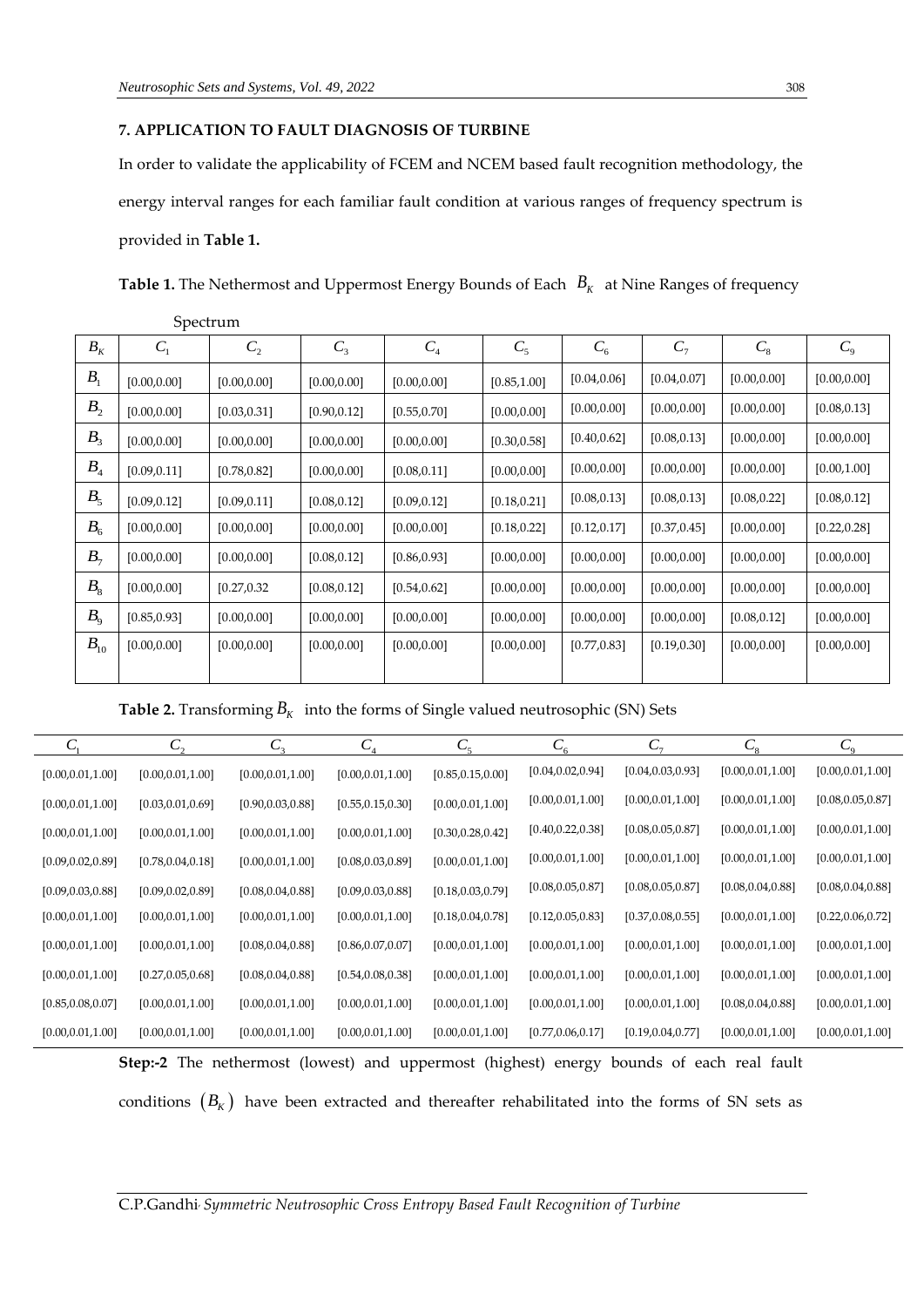## 7. APPLICATION TO FAULT DIAGNOSIS OF TURBINE

In order to validate the applicability of FCEM and NCEM based fault recognition methodology, the energy interval ranges for each familiar fault condition at various ranges of frequency spectrum is provided in **Table 1.**

**Table 1.** The Nethermost and Uppermost Energy Bounds of Each $B_K$ at Nine Ranges of frequency Spectrum

| $B_K$ | $C_1$ | $C_2$ | $C_3$ | $C_4$ | $C_5$ | $C_6$ | $C_7$ | $C_8$ | $C_9$ |
|---|---|---|---|---|---|---|---|---|---|
| $B_1$ | [0.00,0.00] | [0.00,0.00] | [0.00,0.00] | [0.00,0.00] | [0.85,1.00] | [0.04,0.06] | [0.04,0.07] | [0.00,0.00] | [0.00,0.00] |
| $B_2$ | [0.00,0.00] | [0.03,0.31] | [0.90,0.12] | [0.55,0.70] | [0.00,0.00] | [0.00,0.00] | [0.00,0.00] | [0.00,0.00] | [0.08,0.13] |
| $B_3$ | [0.00,0.00] | [0.00,0.00] | [0.00,0.00] | [0.00,0.00] | [0.30,0.58] | [0.40,0.62] | [0.08,0.13] | [0.00,0.00] | [0.00,0.00] |
| $B_4$ | [0.09,0.11] | [0.78,0.82] | [0.00,0.00] | [0.08,0.11] | [0.00,0.00] | [0.00,0.00] | [0.00,0.00] | [0.00,0.00] | [0.00,1.00] |
| $B_5$ | [0.09,0.12] | [0.09,0.11] | [0.08,0.12] | [0.09,0.12] | [0.18,0.21] | [0.08,0.13] | [0.08,0.13] | [0.08,0.22] | [0.08,0.12] |
| $B_6$ | [0.00,0.00] | [0.00,0.00] | [0.00,0.00] | [0.00,0.00] | [0.18,0.22] | [0.12,0.17] | [0.37,0.45] | [0.00,0.00] | [0.22,0.28] |
| $B_7$ | [0.00,0.00] | [0.00,0.00] | [0.08,0.12] | [0.86,0.93] | [0.00,0.00] | [0.00,0.00] | [0.00,0.00] | [0.00,0.00] | [0.00,0.00] |
| $B_8$ | [0.00,0.00] | [0.27,0.32 | [0.08,0.12] | [0.54,0.62] | [0.00,0.00] | [0.00,0.00] | [0.00,0.00] | [0.00,0.00] | [0.00,0.00] |
| $B_9$ | [0.85,0.93] | [0.00,0.00] | [0.00,0.00] | [0.00,0.00] | [0.00,0.00] | [0.00,0.00] | [0.00,0.00] | [0.08,0.12] | [0.00,0.00] |
| $B_{10}$ | [0.00,0.00] | [0.00,0.00] | [0.00,0.00] | [0.00,0.00] | [0.00,0.00] | [0.77,0.83] | [0.19,0.30] | [0.00,0.00] | [0.00,0.00] |

**Table 2.** Transforming $B_K$ into the forms of Single valued neutrosophic (SN) Sets

| $C_1$ | $C_2$ | $C_3$ | $C_4$ | $C_5$ | $C_6$ | $C_7$ | $C_8$ | $C_9$ |
|---|---|---|---|---|---|---|---|---|
| [0.00,0.01,1.00] | [0.00,0.01,1.00] | [0.00,0.01,1.00] | [0.00,0.01,1.00] | [0.85,0.15,0.00] | [0.04,0.02,0.94] | [0.04,0.03,0.93] | [0.00,0.01,1.00] | [0.00,0.01,1.00] |
| [0.00,0.01,1.00] | [0.03,0.01,0.69] | [0.90,0.03,0.88] | [0.55,0.15,0.30] | [0.00,0.01,1.00] | [0.00,0.01,1.00] | [0.00,0.01,1.00] | [0.00,0.01,1.00] | [0.08,0.05,0.87] |
| [0.00,0.01,1.00] | [0.00,0.01,1.00] | [0.00,0.01,1.00] | [0.00,0.01,1.00] | [0.30,0.28,0.42] | [0.40,0.22,0.38] | [0.08,0.05,0.87] | [0.00,0.01,1.00] | [0.00,0.01,1.00] |
| [0.09,0.02,0.89] | [0.78,0.04,0.18] | [0.00,0.01,1.00] | [0.08,0.03,0.89] | [0.00,0.01,1.00] | [0.00,0.01,1.00] | [0.00,0.01,1.00] | [0.00,0.01,1.00] | [0.00,0.01,1.00] |
| [0.09,0.03,0.88] | [0.09,0.02,0.89] | [0.08,0.04,0.88] | [0.09,0.03,0.88] | [0.18,0.03,0.79] | [0.08,0.05,0.87] | [0.08,0.05,0.87] | [0.08,0.04,0.88] | [0.08,0.04,0.88] |
| [0.00,0.01,1.00] | [0.00,0.01,1.00] | [0.00,0.01,1.00] | [0.00,0.01,1.00] | [0.18,0.04,0.78] | [0.12,0.05,0.83] | [0.37,0.08,0.55] | [0.00,0.01,1.00] | [0.22,0.06,0.72] |
| [0.00,0.01,1.00] | [0.00,0.01,1.00] | [0.08,0.04,0.88] | [0.86,0.07,0.07] | [0.00,0.01,1.00] | [0.00,0.01,1.00] | [0.00,0.01,1.00] | [0.00,0.01,1.00] | [0.00,0.01,1.00] |
| [0.00,0.01,1.00] | [0.27,0.05,0.68] | [0.08,0.04,0.88] | [0.54,0.08,0.38] | [0.00,0.01,1.00] | [0.00,0.01,1.00] | [0.00,0.01,1.00] | [0.00,0.01,1.00] | [0.00,0.01,1.00] |
| [0.85,0.08,0.07] | [0.00,0.01,1.00] | [0.00,0.01,1.00] | [0.00,0.01,1.00] | [0.00,0.01,1.00] | [0.00,0.01,1.00] | [0.00,0.01,1.00] | [0.08,0.04,0.88] | [0.00,0.01,1.00] |
| [0.00,0.01,1.00] | [0.00,0.01,1.00] | [0.00,0.01,1.00] | [0.00,0.01,1.00] | [0.00,0.01,1.00] | [0.77,0.06,0.17] | [0.19,0.04,0.77] | [0.00,0.01,1.00] | [0.00,0.01,1.00] |

**Step:-2** The nethermost (lowest) and uppermost (highest) energy bounds of each real fault conditions $(B_K)$ have been extracted and thereafter rehabilitated into the forms of SN sets as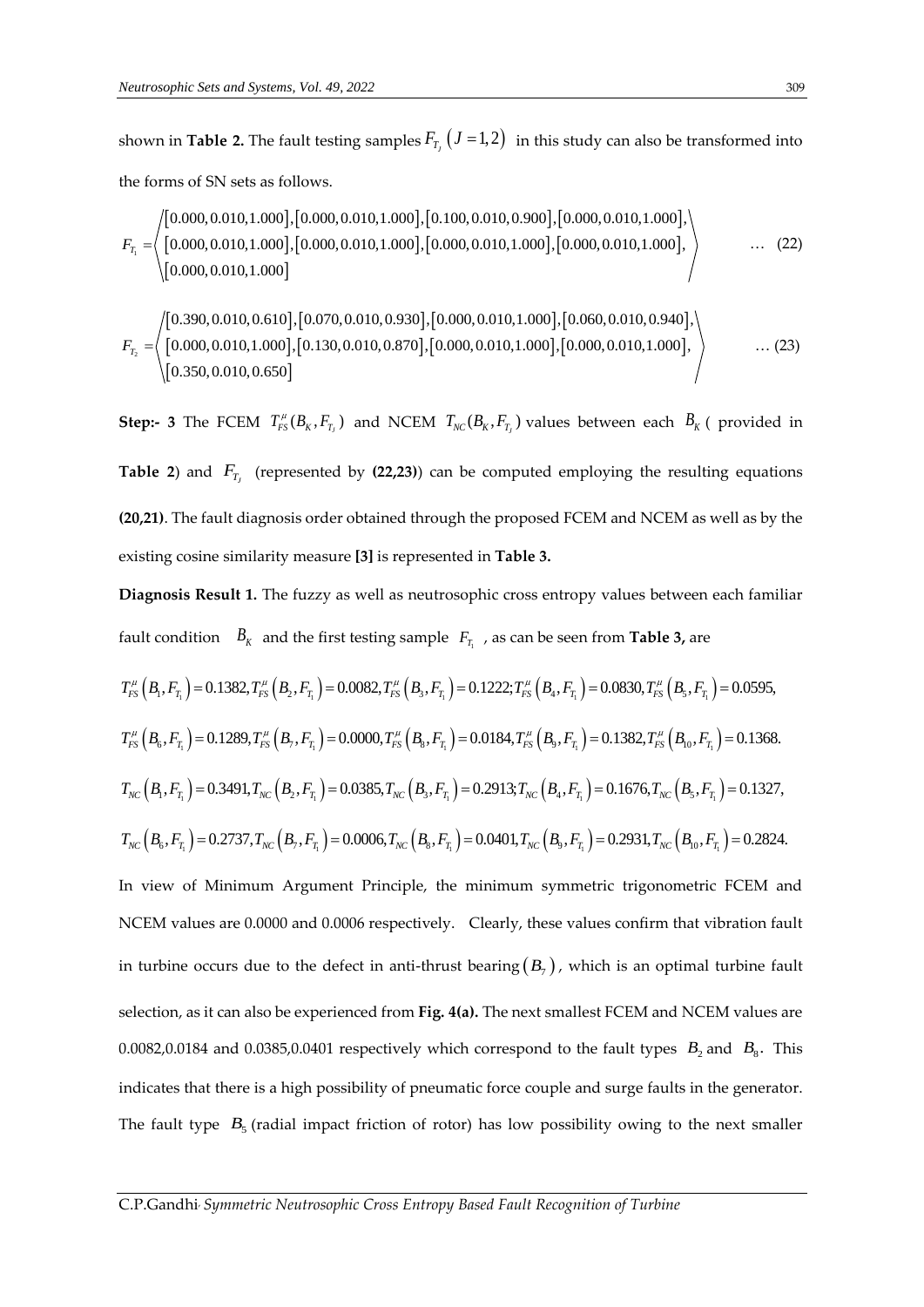shown in **Table 2.** The fault testing samples $F_{T_J}\ (J=1,2)$ in this study can also be transformed into the forms of SN sets as follows.

$$F_{T_1}=\left\langle \begin{array}{l}[0.000,0.010,1.000],[0.000,0.010,1.000],[0.100,0.010,0.900],[0.000,0.010,1.000],\\ [0.000,0.010,1.000],[0.000,0.010,1.000],[0.000,0.010,1.000],[0.000,0.010,1.000],\\ [0.000,0.010,1.000]\end{array}\right\rangle \quad \ldots (22)$$

$$F_{T_2}=\left\langle \begin{array}{l}[0.390,0.010,0.610],[0.070,0.010,0.930],[0.000,0.010,1.000],[0.060,0.010,0.940],\\ [0.000,0.010,1.000],[0.130,0.010,0.870],[0.000,0.010,1.000],[0.000,0.010,1.000],\\ [0.350,0.010,0.650]\end{array}\right\rangle \quad \ldots (23)$$

**Step:- 3** The FCEM $T^{\mu}_{FS}(B_K,F_{T_J})$ and NCEM $T_{NC}(B_K,F_{T_J})$ values between each $B_K$ ( provided in **Table 2**) and $F_{T_J}$ (represented by **(22,23)**) can be computed employing the resulting equations **(20,21)**. The fault diagnosis order obtained through the proposed FCEM and NCEM as well as by the existing cosine similarity measure **[3]** is represented in **Table 3.**

**Diagnosis Result 1.** The fuzzy as well as neutrosophic cross entropy values between each familiar fault condition $B_K$ and the first testing sample $F_{T_1}$ , as can be seen from **Table 3,** are

$$T^{\mu}_{FS}\left(B_1,F_{T_1}\right)=0.1382, T^{\mu}_{FS}\left(B_2,F_{T_1}\right)=0.0082, T^{\mu}_{FS}\left(B_3,F_{T_1}\right)=0.1222; T^{\mu}_{FS}\left(B_4,F_{T_1}\right)=0.0830, T^{\mu}_{FS}\left(B_5,F_{T_1}\right)=0.0595,$$

$$T^{\mu}_{FS}\left(B_6,F_{T_1}\right)=0.1289, T^{\mu}_{FS}\left(B_7,F_{T_1}\right)=0.0000, T^{\mu}_{FS}\left(B_8,F_{T_1}\right)=0.0184, T^{\mu}_{FS}\left(B_9,F_{T_1}\right)=0.1382, T^{\mu}_{FS}\left(B_{10},F_{T_1}\right)=0.1368.$$

$$T_{NC}\left(B_1,F_{T_1}\right)=0.3491, T_{NC}\left(B_2,F_{T_1}\right)=0.0385, T_{NC}\left(B_3,F_{T_1}\right)=0.2913; T_{NC}\left(B_4,F_{T_1}\right)=0.1676, T_{NC}\left(B_5,F_{T_1}\right)=0.1327,$$

$$T_{NC}\left(B_6,F_{T_1}\right)=0.2737, T_{NC}\left(B_7,F_{T_1}\right)=0.0006, T_{NC}\left(B_8,F_{T_1}\right)=0.0401, T_{NC}\left(B_9,F_{T_1}\right)=0.2931, T_{NC}\left(B_{10},F_{T_1}\right)=0.2824.$$

In view of Minimum Argument Principle, the minimum symmetric trigonometric FCEM and NCEM values are 0.0000 and 0.0006 respectively. Clearly, these values confirm that vibration fault in turbine occurs due to the defect in anti-thrust bearing $(B_7)$, which is an optimal turbine fault selection, as it can also be experienced from **Fig. 4(a).** The next smallest FCEM and NCEM values are 0.0082,0.0184 and 0.0385,0.0401 respectively which correspond to the fault types $B_2$ and $B_8$. This indicates that there is a high possibility of pneumatic force couple and surge faults in the generator. The fault type $B_5$ (radial impact friction of rotor) has low possibility owing to the next smaller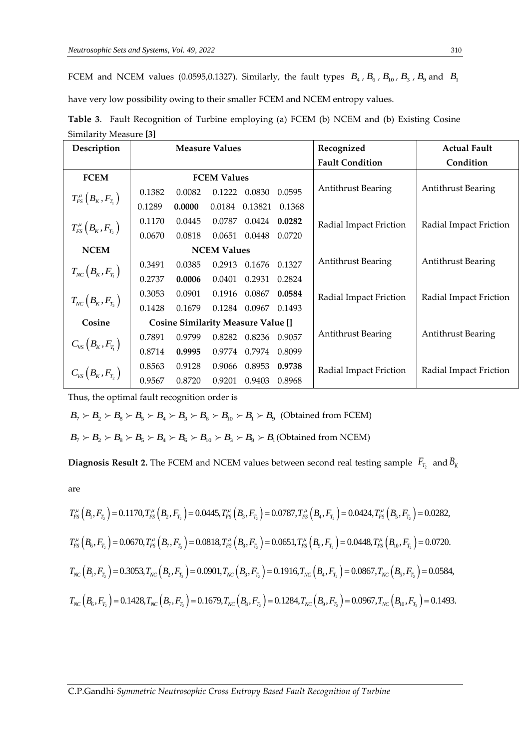FCEM and NCEM values (0.0595,0.1327). Similarly, the fault types $B_4$, $B_6$, $B_{10}$, $B_3$, $B_9$ and $B_1$ have very low possibility owing to their smaller FCEM and NCEM entropy values.

**Table 3**. Fault Recognition of Turbine employing (a) FCEM (b) NCEM and (b) Existing Cosine Similarity Measure **[3]**

| Description | Measure Values | | | | | Recognized Fault Condition | Actual Fault Condition |
|---|---|---|---|---|---|---|---|
| **FCEM** | **FCEM Values** | | | | | | |
| $T_{FS}^{\mu}\left(B_K, F_{T_1}\right)$ | 0.1382 | 0.0082 | 0.1222 | 0.0830 | 0.0595 | Antithrust Bearing | Antithrust Bearing |
| | 0.1289 | **0.0000** | 0.0184 | 0.13821 | 0.1368 | | |
| $T_{FS}^{\mu}\left(B_K, F_{T_2}\right)$ | 0.1170 | 0.0445 | 0.0787 | 0.0424 | **0.0282** | Radial Impact Friction | Radial Impact Friction |
| | 0.0670 | 0.0818 | 0.0651 | 0.0448 | 0.0720 | | |
| **NCEM** | **NCEM Values** | | | | | | |
| $T_{NC}\left(B_K, F_{T_1}\right)$ | 0.3491 | 0.0385 | 0.2913 | 0.1676 | 0.1327 | Antithrust Bearing | Antithrust Bearing |
| | 0.2737 | **0.0006** | 0.0401 | 0.2931 | 0.2824 | | |
| $T_{NC}\left(B_K, F_{T_2}\right)$ | 0.3053 | 0.0901 | 0.1916 | 0.0867 | **0.0584** | Radial Impact Friction | Radial Impact Friction |
| | 0.1428 | 0.1679 | 0.1284 | 0.0967 | 0.1493 | | |
| **Cosine** | **Cosine Similarity Measure Value []** | | | | | | |
| $C_{VS}\left(B_K, F_{T_1}\right)$ | 0.7891 | 0.9799 | 0.8282 | 0.8236 | 0.9057 | Antithrust Bearing | Antithrust Bearing |
| | 0.8714 | **0.9995** | 0.9774 | 0.7974 | 0.8099 | | |
| $C_{VS}\left(B_K, F_{T_2}\right)$ | 0.8563 | 0.9128 | 0.9066 | 0.8953 | **0.9738** | Radial Impact Friction | Radial Impact Friction |
| | 0.9567 | 0.8720 | 0.9201 | 0.9403 | 0.8968 | | |

Thus, the optimal fault recognition order is

$B_7 \succ B_2 \succ B_8 \succ B_5 \succ B_4 \succ B_3 \succ B_6 \succ B_{10} \succ B_1 \succ B_9$ (Obtained from FCEM)

$B_7 \succ B_2 \succ B_8 \succ B_5 \succ B_4 \succ B_6 \succ B_{10} \succ B_3 \succ B_9 \succ B_1$ (Obtained from NCEM)

**Diagnosis Result 2.** The FCEM and NCEM values between second real testing sample $F_{T_2}$ and $B_K$ are

$$T_{FS}^{\mu}\left(B_1, F_{T_2}\right) = 0.1170, T_{FS}^{\mu}\left(B_2, F_{T_2}\right) = 0.0445, T_{FS}^{\mu}\left(B_3, F_{T_2}\right) = 0.0787, T_{FS}^{\mu}\left(B_4, F_{T_2}\right) = 0.0424, T_{FS}^{\mu}\left(B_5, F_{T_2}\right) = 0.0282,$$

$$T_{FS}^{\mu}\left(B_6, F_{T_2}\right) = 0.0670, T_{FS}^{\mu}\left(B_7, F_{T_2}\right) = 0.0818, T_{FS}^{\mu}\left(B_8, F_{T_2}\right) = 0.0651, T_{FS}^{\mu}\left(B_9, F_{T_2}\right) = 0.0448, T_{FS}^{\mu}\left(B_{10}, F_{T_2}\right) = 0.0720.$$

$$T_{NC}\left(B_1, F_{T_2}\right) = 0.3053, T_{NC}\left(B_2, F_{T_2}\right) = 0.0901, T_{NC}\left(B_3, F_{T_2}\right) = 0.1916, T_{NC}\left(B_4, F_{T_2}\right) = 0.0867, T_{NC}\left(B_5, F_{T_2}\right) = 0.0584,$$

$$T_{NC}\left(B_6, F_{T_2}\right) = 0.1428, T_{NC}\left(B_7, F_{T_2}\right) = 0.1679, T_{NC}\left(B_8, F_{T_2}\right) = 0.1284, T_{NC}\left(B_9, F_{T_2}\right) = 0.0967, T_{NC}\left(B_{10}, F_{T_2}\right) = 0.1493.$$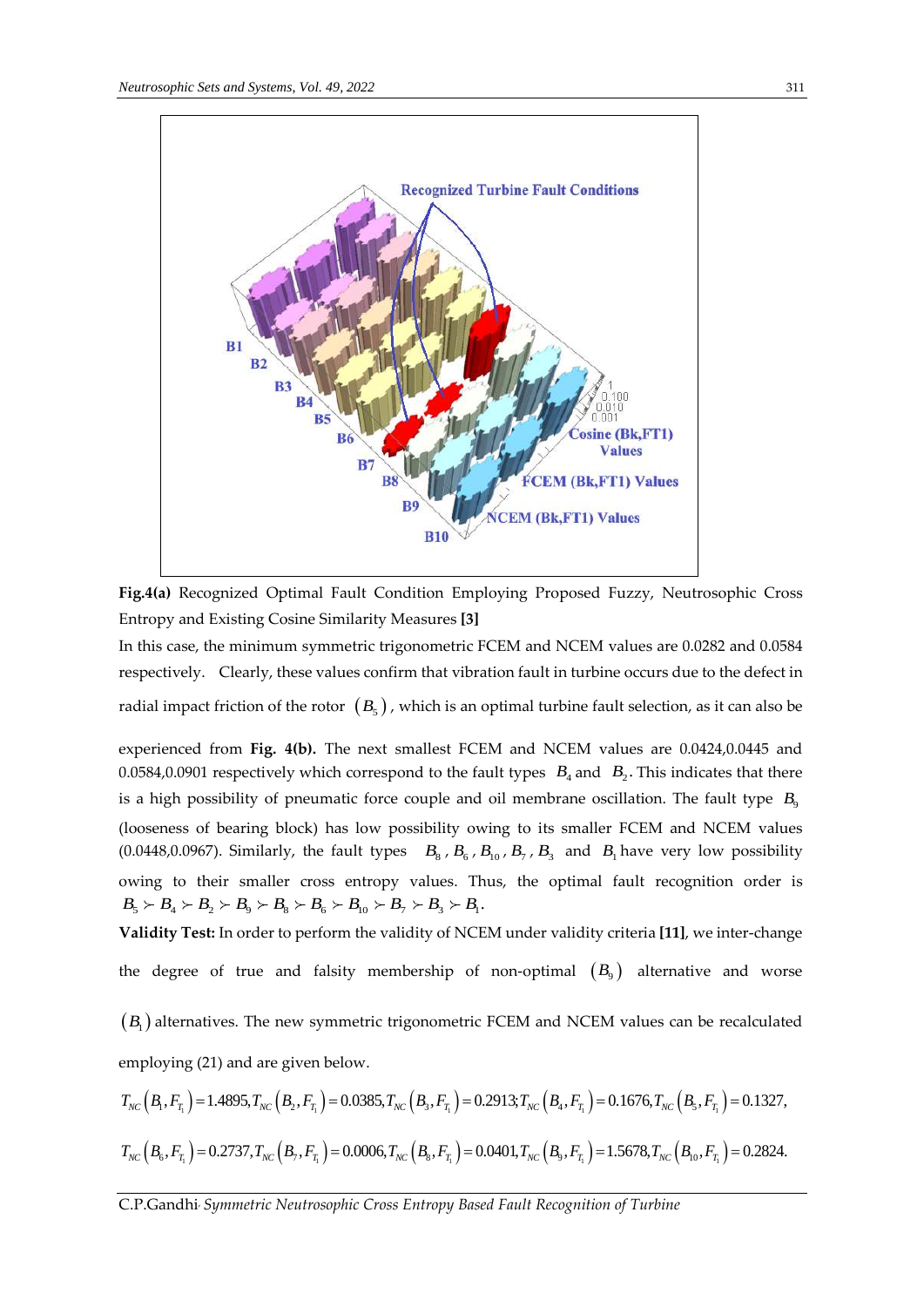**Fig.4(a)** Recognized Optimal Fault Condition Employing Proposed Fuzzy, Neutrosophic Cross Entropy and Existing Cosine Similarity Measures **[3]**

In this case, the minimum symmetric trigonometric FCEM and NCEM values are 0.0282 and 0.0584 respectively. Clearly, these values confirm that vibration fault in turbine occurs due to the defect in radial impact friction of the rotor $(B_5)$, which is an optimal turbine fault selection, as it can also be experienced from **Fig. 4(b).** The next smallest FCEM and NCEM values are 0.0424,0.0445 and 0.0584,0.0901 respectively which correspond to the fault types $B_4$ and $B_2$. This indicates that there is a high possibility of pneumatic force couple and oil membrane oscillation. The fault type $B_9$ (looseness of bearing block) has low possibility owing to its smaller FCEM and NCEM values (0.0448,0.0967). Similarly, the fault types $B_8$, $B_6$, $B_{10}$, $B_7$, $B_3$ and $B_1$ have very low possibility owing to their smaller cross entropy values. Thus, the optimal fault recognition order is $B_5 \succ B_4 \succ B_2 \succ B_9 \succ B_8 \succ B_6 \succ B_{10} \succ B_7 \succ B_3 \succ B_1$.

**Validity Test:** In order to perform the validity of NCEM under validity criteria **[11]**, we inter-change the degree of true and falsity membership of non-optimal $(B_9)$ alternative and worse $(B_1)$ alternatives. The new symmetric trigonometric FCEM and NCEM values can be recalculated employing (21) and are given below.

$$T_{NC}\left(B_1, F_{T_1}\right) = 1.4895, T_{NC}\left(B_2, F_{T_1}\right) = 0.0385, T_{NC}\left(B_3, F_{T_1}\right) = 0.2913; T_{NC}\left(B_4, F_{T_1}\right) = 0.1676, T_{NC}\left(B_5, F_{T_1}\right) = 0.1327,$$

$$T_{NC}\left(B_6, F_{T_1}\right) = 0.2737, T_{NC}\left(B_7, F_{T_1}\right) = 0.0006, T_{NC}\left(B_8, F_{T_1}\right) = 0.0401, T_{NC}\left(B_9, F_{T_1}\right) = 1.5678, T_{NC}\left(B_{10}, F_{T_1}\right) = 0.2824.$$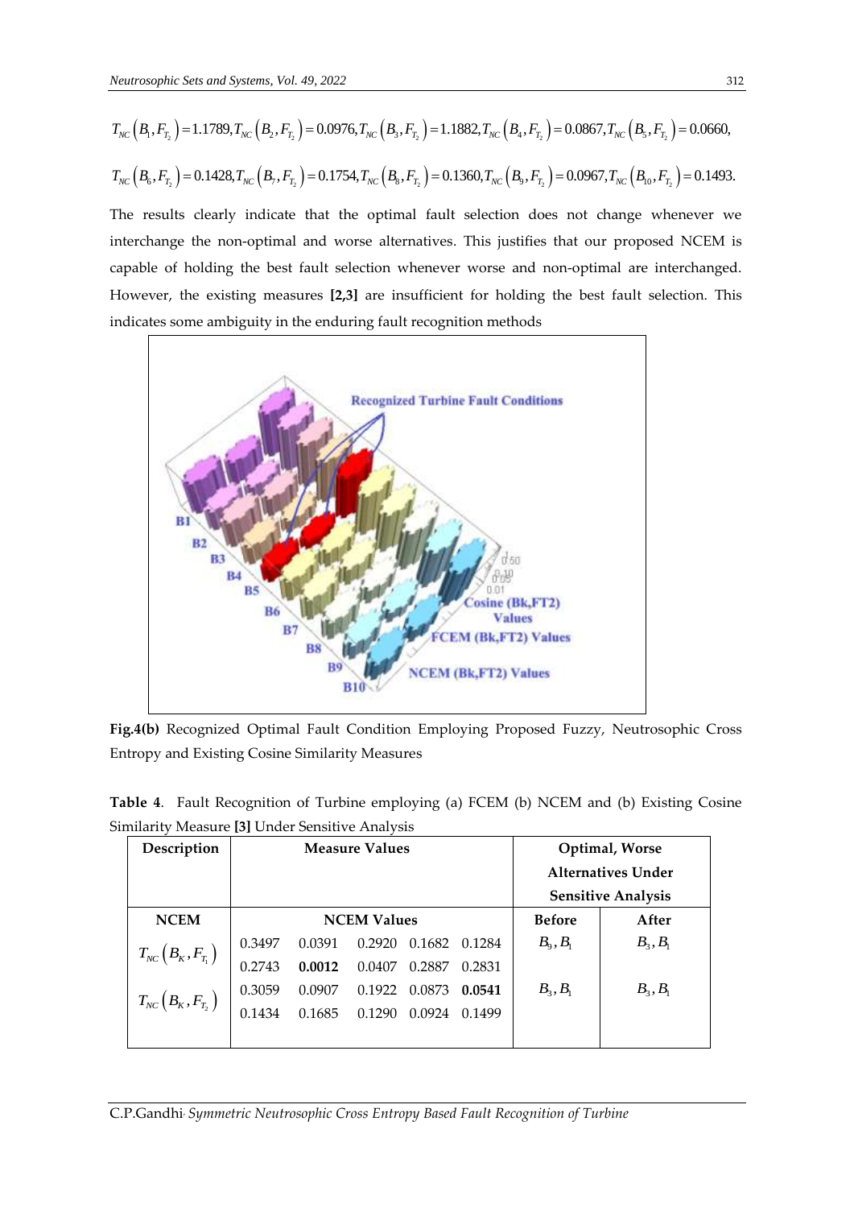$T_{NC}(B_1, F_{T_2}) = 1.1789, T_{NC}(B_2, F_{T_2}) = 0.0976, T_{NC}(B_3, F_{T_2}) = 1.1882, T_{NC}(B_4, F_{T_2}) = 0.0867, T_{NC}(B_5, F_{T_2}) = 0.0660,$

$T_{NC}(B_6, F_{T_2}) = 0.1428, T_{NC}(B_7, F_{T_2}) = 0.1754, T_{NC}(B_8, F_{T_2}) = 0.1360, T_{NC}(B_9, F_{T_2}) = 0.0967, T_{NC}(B_{10}, F_{T_2}) = 0.1493.$

The results clearly indicate that the optimal fault selection does not change whenever we interchange the non-optimal and worse alternatives. This justifies that our proposed NCEM is capable of holding the best fault selection whenever worse and non-optimal are interchanged. However, the existing measures **[2,3]** are insufficient for holding the best fault selection. This indicates some ambiguity in the enduring fault recognition methods

**Fig.4(b)** Recognized Optimal Fault Condition Employing Proposed Fuzzy, Neutrosophic Cross Entropy and Existing Cosine Similarity Measures

**Table 4**. Fault Recognition of Turbine employing (a) FCEM (b) NCEM and (b) Existing Cosine Similarity Measure **[3]** Under Sensitive Analysis

| Description | Measure Values | | | | | Optimal, Worse Alternatives Under Sensitive Analysis | |
|---|---|---|---|---|---|---|---|
| **NCEM** | **NCEM Values** | | | | | **Before** | **After** |
| $T_{NC}(B_K, F_{T_1})$ | 0.3497 | 0.0391 | 0.2920 | 0.1682 | 0.1284 | $B_9, B_1$ | $B_3, B_1$ |
| | 0.2743 | **0.0012** | 0.0407 | 0.2887 | 0.2831 | | |
| $T_{NC}(B_K, F_{T_2})$ | 0.3059 | 0.0907 | 0.1922 | 0.0873 | **0.0541** | $B_3, B_1$ | $B_3, B_1$ |
| | 0.1434 | 0.1685 | 0.1290 | 0.0924 | 0.1499 | | |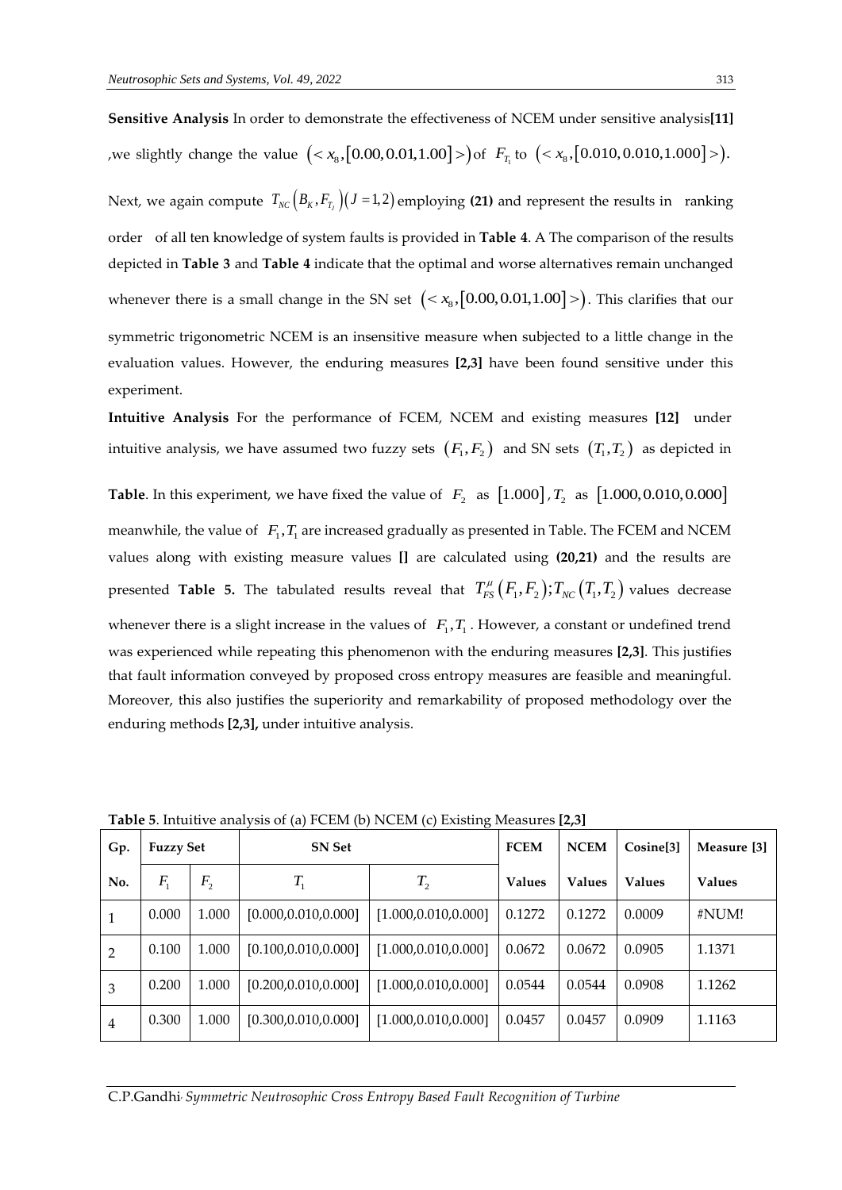**Sensitive Analysis** In order to demonstrate the effectiveness of NCEM under sensitive analysis**[11]** ,we slightly change the value $\left(< x_8, [0.00, 0.01, 1.00] >\right)$ of $F_{T_1}$ to $\left(< x_8, [0.010, 0.010, 1.000] >\right)$. Next, we again compute $T_{NC}\left(B_K, F_{T_J}\right)(J=1,2)$ employing **(21)** and represent the results in ranking order of all ten knowledge of system faults is provided in **Table 4**. A The comparison of the results depicted in **Table 3** and **Table 4** indicate that the optimal and worse alternatives remain unchanged whenever there is a small change in the SN set $\left(< x_8, [0.00, 0.01, 1.00] >\right)$. This clarifies that our symmetric trigonometric NCEM is an insensitive measure when subjected to a little change in the evaluation values. However, the enduring measures **[2,3]** have been found sensitive under this experiment.

**Intuitive Analysis** For the performance of FCEM, NCEM and existing measures **[12]** under intuitive analysis, we have assumed two fuzzy sets $\left(F_1, F_2\right)$ and SN sets $\left(T_1, T_2\right)$ as depicted in **Table**. In this experiment, we have fixed the value of $F_2$ as $[1.000]$, $T_2$ as $[1.000, 0.010, 0.000]$ meanwhile, the value of $F_1, T_1$ are increased gradually as presented in Table. The FCEM and NCEM values along with existing measure values **[]** are calculated using **(20,21)** and the results are presented **Table 5.** The tabulated results reveal that $T_{FS}^{\mu}\left(F_1, F_2\right); T_{NC}\left(T_1, T_2\right)$ values decrease whenever there is a slight increase in the values of $F_1, T_1$. However, a constant or undefined trend was experienced while repeating this phenomenon with the enduring measures **[2,3]**. This justifies that fault information conveyed by proposed cross entropy measures are feasible and meaningful. Moreover, this also justifies the superiority and remarkability of proposed methodology over the enduring methods **[2,3],** under intuitive analysis.

**Table 5**. Intuitive analysis of (a) FCEM (b) NCEM (c) Existing Measures **[2,3]**

| Gp. | Fuzzy Set | | SN Set | | FCEM | NCEM | Cosine[3] | Measure [3] |
|---|---|---|---|---|---|---|---|---|
| No. | $F_1$ | $F_2$ | $T_1$ | $T_2$ | Values | Values | Values | Values |
| 1 | 0.000 | 1.000 | [0.000,0.010,0.000] | [1.000,0.010,0.000] | 0.1272 | 0.1272 | 0.0009 | #NUM! |
| 2 | 0.100 | 1.000 | [0.100,0.010,0.000] | [1.000,0.010,0.000] | 0.0672 | 0.0672 | 0.0905 | 1.1371 |
| 3 | 0.200 | 1.000 | [0.200,0.010,0.000] | [1.000,0.010,0.000] | 0.0544 | 0.0544 | 0.0908 | 1.1262 |
| 4 | 0.300 | 1.000 | [0.300,0.010,0.000] | [1.000,0.010,0.000] | 0.0457 | 0.0457 | 0.0909 | 1.1163 |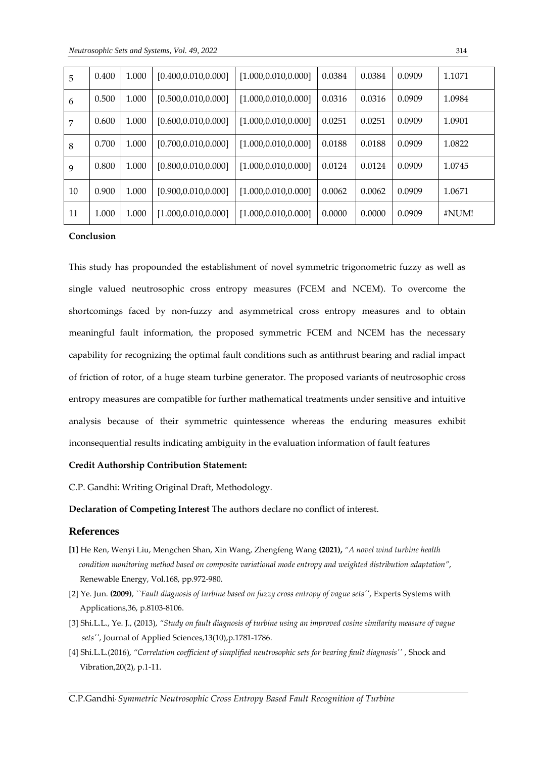| 5 | 0.400 | 1.000 | [0.400,0.010,0.000] | [1.000,0.010,0.000] | 0.0384 | 0.0384 | 0.0909 | 1.1071 |
|---|---|---|---|---|---|---|---|---|
| 6 | 0.500 | 1.000 | [0.500,0.010,0.000] | [1.000,0.010,0.000] | 0.0316 | 0.0316 | 0.0909 | 1.0984 |
| 7 | 0.600 | 1.000 | [0.600,0.010,0.000] | [1.000,0.010,0.000] | 0.0251 | 0.0251 | 0.0909 | 1.0901 |
| 8 | 0.700 | 1.000 | [0.700,0.010,0.000] | [1.000,0.010,0.000] | 0.0188 | 0.0188 | 0.0909 | 1.0822 |
| 9 | 0.800 | 1.000 | [0.800,0.010,0.000] | [1.000,0.010,0.000] | 0.0124 | 0.0124 | 0.0909 | 1.0745 |
| 10 | 0.900 | 1.000 | [0.900,0.010,0.000] | [1.000,0.010,0.000] | 0.0062 | 0.0062 | 0.0909 | 1.0671 |
| 11 | 1.000 | 1.000 | [1.000,0.010,0.000] | [1.000,0.010,0.000] | 0.0000 | 0.0000 | 0.0909 | #NUM! |

**Conclusion**

This study has propounded the establishment of novel symmetric trigonometric fuzzy as well as single valued neutrosophic cross entropy measures (FCEM and NCEM). To overcome the shortcomings faced by non-fuzzy and asymmetrical cross entropy measures and to obtain meaningful fault information, the proposed symmetric FCEM and NCEM has the necessary capability for recognizing the optimal fault conditions such as antithrust bearing and radial impact of friction of rotor, of a huge steam turbine generator. The proposed variants of neutrosophic cross entropy measures are compatible for further mathematical treatments under sensitive and intuitive analysis because of their symmetric quintessence whereas the enduring measures exhibit inconsequential results indicating ambiguity in the evaluation information of fault features

**Credit Authorship Contribution Statement:**

C.P. Gandhi: Writing Original Draft, Methodology.

**Declaration of Competing Interest** The authors declare no conflict of interest.

## References

**[1]** He Ren, Wenyi Liu, Mengchen Shan, Xin Wang, Zhengfeng Wang **(2021),** *"A novel wind turbine health condition monitoring method based on composite variational mode entropy and weighted distribution adaptation"*, Renewable Energy, Vol.168, pp.972-980.

[2] Ye. Jun. **(2009)**, *``Fault diagnosis of turbine based on fuzzy cross entropy of vague sets''*, Experts Systems with Applications,36, p.8103-8106.

[3] Shi.L.L., Ye. J., (2013), *"Study on fault diagnosis of turbine using an improved cosine similarity measure of vague sets''*, Journal of Applied Sciences,13(10),p.1781-1786.

[4] Shi.L.L.(2016), *"Correlation coefficient of simplified neutrosophic sets for bearing fault diagnosis''* , Shock and Vibration,20(2), p.1-11.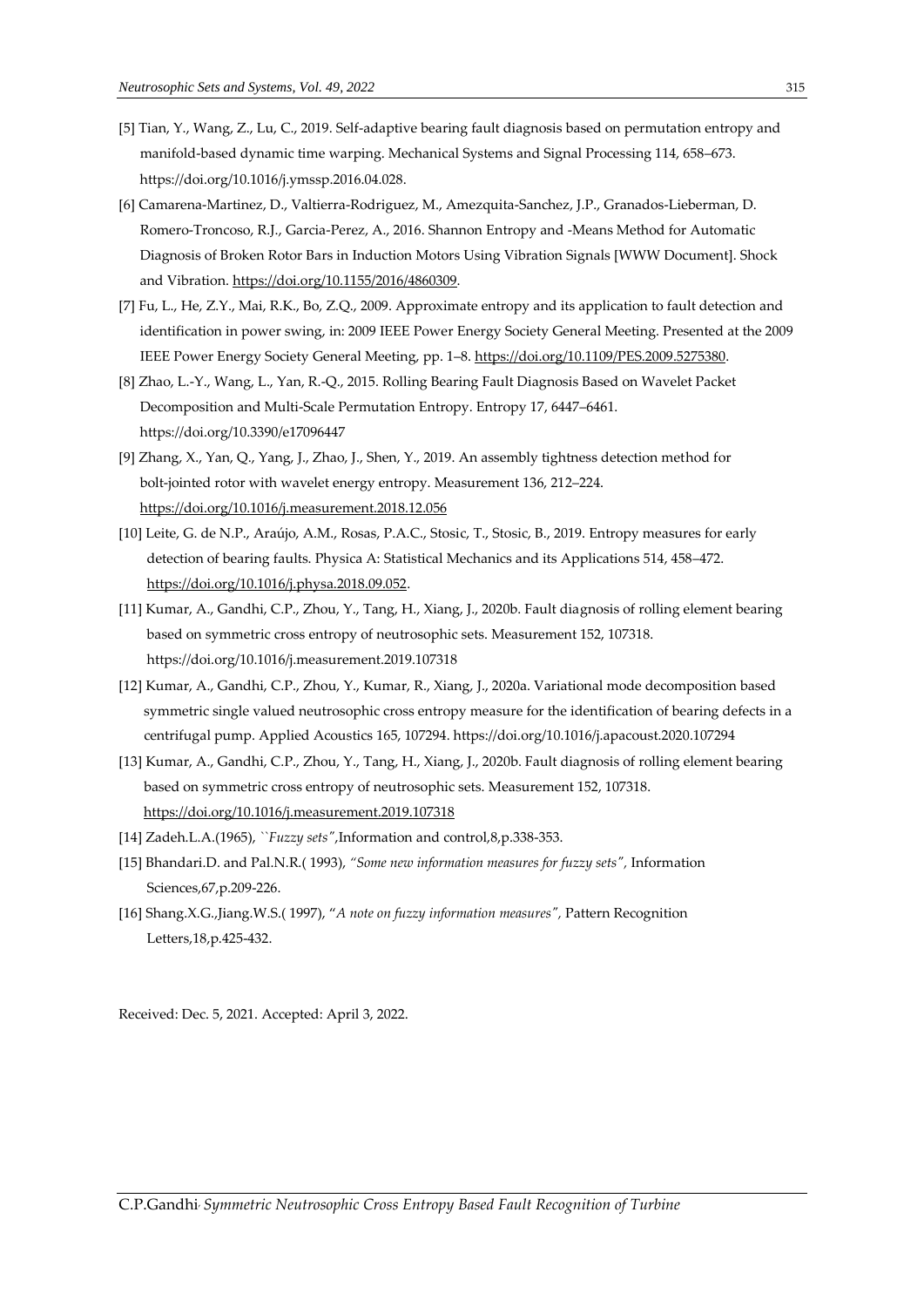[5] Tian, Y., Wang, Z., Lu, C., 2019. Self-adaptive bearing fault diagnosis based on permutation entropy and manifold-based dynamic time warping. Mechanical Systems and Signal Processing 114, 658–673. https://doi.org/10.1016/j.ymssp.2016.04.028.

[6] Camarena-Martinez, D., Valtierra-Rodriguez, M., Amezquita-Sanchez, J.P., Granados-Lieberman, D. Romero-Troncoso, R.J., Garcia-Perez, A., 2016. Shannon Entropy and -Means Method for Automatic Diagnosis of Broken Rotor Bars in Induction Motors Using Vibration Signals [WWW Document]. Shock and Vibration. https://doi.org/10.1155/2016/4860309.

[7] Fu, L., He, Z.Y., Mai, R.K., Bo, Z.Q., 2009. Approximate entropy and its application to fault detection and identification in power swing, in: 2009 IEEE Power Energy Society General Meeting. Presented at the 2009 IEEE Power Energy Society General Meeting, pp. 1–8. https://doi.org/10.1109/PES.2009.5275380.

[8] Zhao, L.-Y., Wang, L., Yan, R.-Q., 2015. Rolling Bearing Fault Diagnosis Based on Wavelet Packet Decomposition and Multi-Scale Permutation Entropy. Entropy 17, 6447–6461. https://doi.org/10.3390/e17096447

[9] Zhang, X., Yan, Q., Yang, J., Zhao, J., Shen, Y., 2019. An assembly tightness detection method for bolt-jointed rotor with wavelet energy entropy. Measurement 136, 212–224. https://doi.org/10.1016/j.measurement.2018.12.056

[10] Leite, G. de N.P., Araújo, A.M., Rosas, P.A.C., Stosic, T., Stosic, B., 2019. Entropy measures for early detection of bearing faults. Physica A: Statistical Mechanics and its Applications 514, 458–472. https://doi.org/10.1016/j.physa.2018.09.052.

[11] Kumar, A., Gandhi, C.P., Zhou, Y., Tang, H., Xiang, J., 2020b. Fault diagnosis of rolling element bearing based on symmetric cross entropy of neutrosophic sets. Measurement 152, 107318. https://doi.org/10.1016/j.measurement.2019.107318

[12] Kumar, A., Gandhi, C.P., Zhou, Y., Kumar, R., Xiang, J., 2020a. Variational mode decomposition based symmetric single valued neutrosophic cross entropy measure for the identification of bearing defects in a centrifugal pump. Applied Acoustics 165, 107294. https://doi.org/10.1016/j.apacoust.2020.107294

[13] Kumar, A., Gandhi, C.P., Zhou, Y., Tang, H., Xiang, J., 2020b. Fault diagnosis of rolling element bearing based on symmetric cross entropy of neutrosophic sets. Measurement 152, 107318. https://doi.org/10.1016/j.measurement.2019.107318

[14] Zadeh.L.A.(1965), *``Fuzzy sets"*,Information and control,8,p.338-353.

[15] Bhandari.D. and Pal.N.R.( 1993), *"Some new information measures for fuzzy sets",* Information Sciences,67,p.209-226.

[16] Shang.X.G.,Jiang.W.S.( 1997), "*A note on fuzzy information measures",* Pattern Recognition Letters,18,p.425-432.

Received: Dec. 5, 2021. Accepted: April 3, 2022.